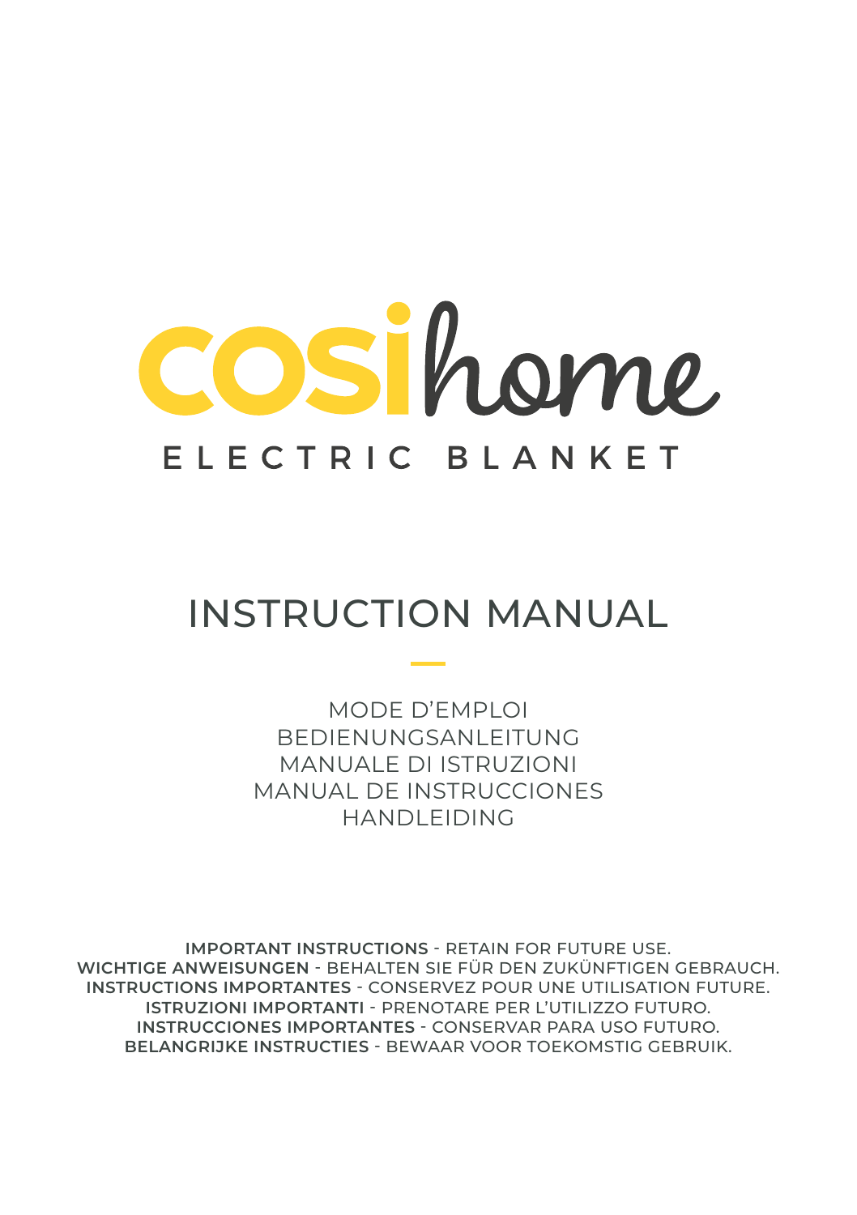# cosihome

## ELECTRIC BLANKET

# INSTRUCTION MANUAL

MODE D'EMPLOI
BEDIENUNGSANLEITUNG
MANUALE DI ISTRUZIONI
MANUAL DE INSTRUCCIONES
HANDLEIDING

**IMPORTANT INSTRUCTIONS** - RETAIN FOR FUTURE USE.
**WICHTIGE ANWEISUNGEN** - BEHALTEN SIE FÜR DEN ZUKÜNFTIGEN GEBRAUCH.
**INSTRUCTIONS IMPORTANTES** - CONSERVEZ POUR UNE UTILISATION FUTURE.
**ISTRUZIONI IMPORTANTI** - PRENOTARE PER L'UTILIZZO FUTURO.
**INSTRUCCIONES IMPORTANTES** - CONSERVAR PARA USO FUTURO.
**BELANGRIJKE INSTRUCTIES** - BEWAAR VOOR TOEKOMSTIG GEBRUIK.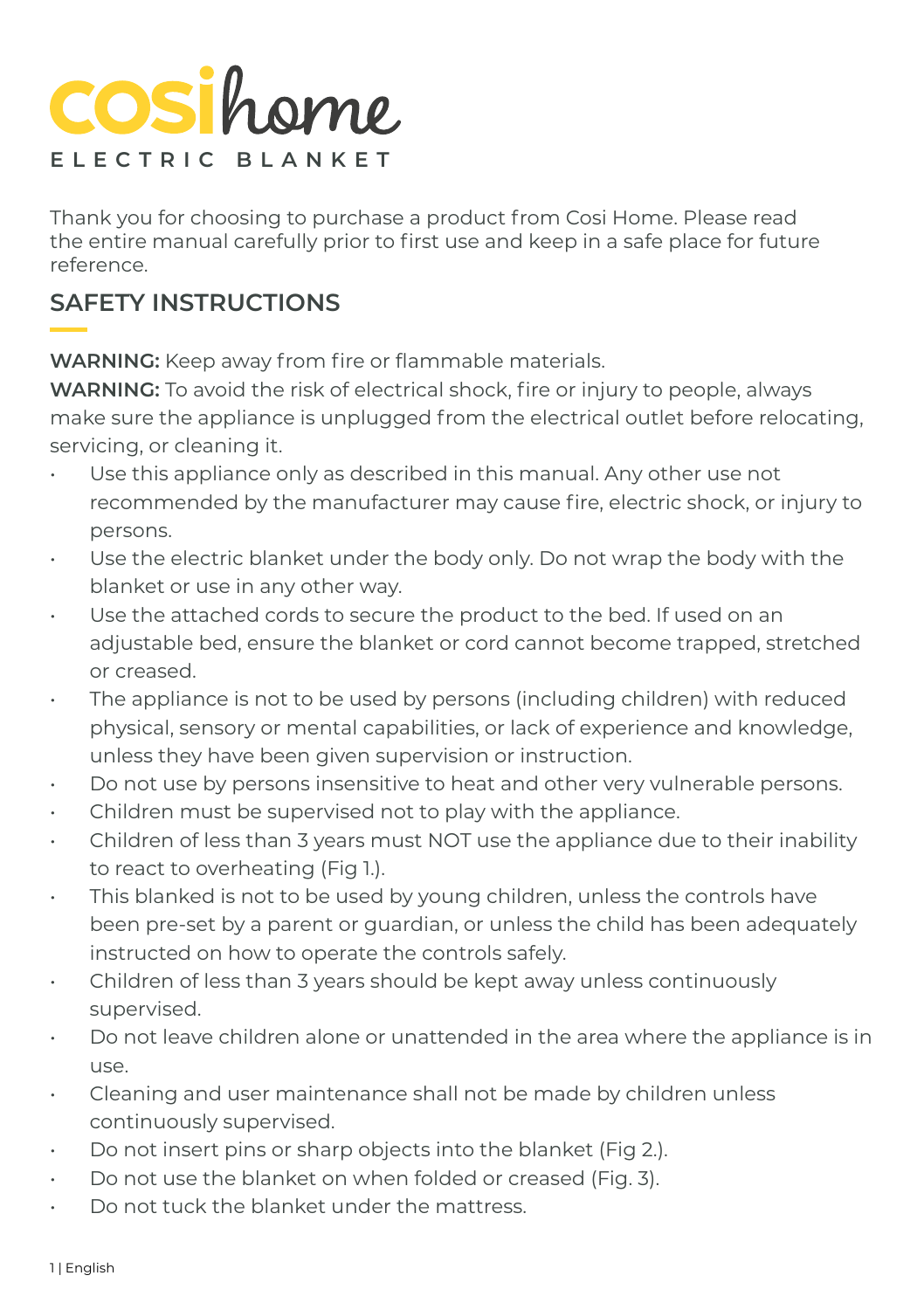# cosihome

ELECTRIC BLANKET

Thank you for choosing to purchase a product from Cosi Home. Please read the entire manual carefully prior to first use and keep in a safe place for future reference.

## SAFETY INSTRUCTIONS

**WARNING:** Keep away from fire or flammable materials.
**WARNING:** To avoid the risk of electrical shock, fire or injury to people, always make sure the appliance is unplugged from the electrical outlet before relocating, servicing, or cleaning it.

- Use this appliance only as described in this manual. Any other use not recommended by the manufacturer may cause fire, electric shock, or injury to persons.
- Use the electric blanket under the body only. Do not wrap the body with the blanket or use in any other way.
- Use the attached cords to secure the product to the bed. If used on an adjustable bed, ensure the blanket or cord cannot become trapped, stretched or creased.
- The appliance is not to be used by persons (including children) with reduced physical, sensory or mental capabilities, or lack of experience and knowledge, unless they have been given supervision or instruction.
- Do not use by persons insensitive to heat and other very vulnerable persons.
- Children must be supervised not to play with the appliance.
- Children of less than 3 years must NOT use the appliance due to their inability to react to overheating (Fig 1.).
- This blanked is not to be used by young children, unless the controls have been pre-set by a parent or guardian, or unless the child has been adequately instructed on how to operate the controls safely.
- Children of less than 3 years should be kept away unless continuously supervised.
- Do not leave children alone or unattended in the area where the appliance is in use.
- Cleaning and user maintenance shall not be made by children unless continuously supervised.
- Do not insert pins or sharp objects into the blanket (Fig 2.).
- Do not use the blanket on when folded or creased (Fig. 3).
- Do not tuck the blanket under the mattress.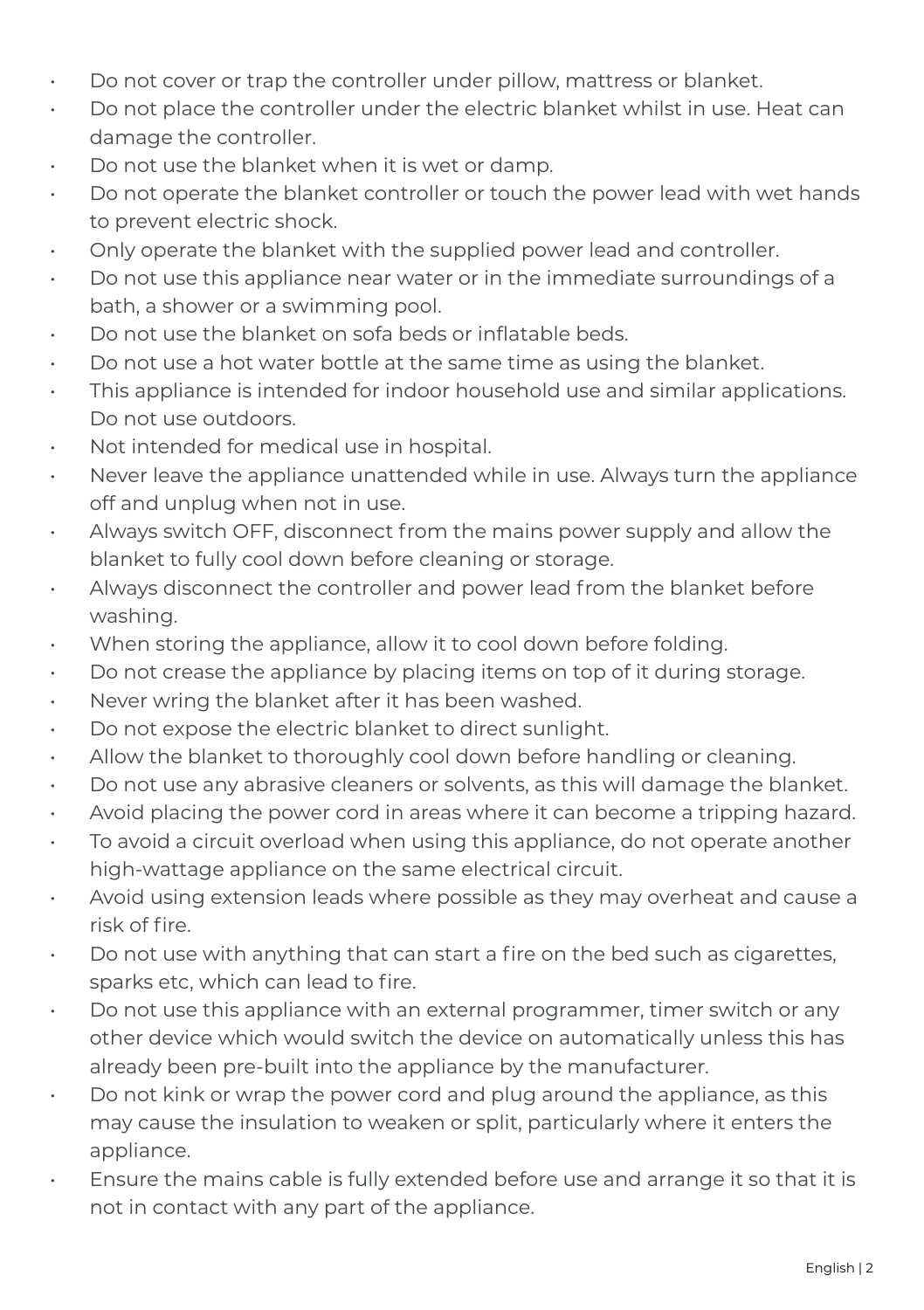- Do not cover or trap the controller under pillow, mattress or blanket.
- Do not place the controller under the electric blanket whilst in use. Heat can damage the controller.
- Do not use the blanket when it is wet or damp.
- Do not operate the blanket controller or touch the power lead with wet hands to prevent electric shock.
- Only operate the blanket with the supplied power lead and controller.
- Do not use this appliance near water or in the immediate surroundings of a bath, a shower or a swimming pool.
- Do not use the blanket on sofa beds or inflatable beds.
- Do not use a hot water bottle at the same time as using the blanket.
- This appliance is intended for indoor household use and similar applications. Do not use outdoors.
- Not intended for medical use in hospital.
- Never leave the appliance unattended while in use. Always turn the appliance off and unplug when not in use.
- Always switch OFF, disconnect from the mains power supply and allow the blanket to fully cool down before cleaning or storage.
- Always disconnect the controller and power lead from the blanket before washing.
- When storing the appliance, allow it to cool down before folding.
- Do not crease the appliance by placing items on top of it during storage.
- Never wring the blanket after it has been washed.
- Do not expose the electric blanket to direct sunlight.
- Allow the blanket to thoroughly cool down before handling or cleaning.
- Do not use any abrasive cleaners or solvents, as this will damage the blanket.
- Avoid placing the power cord in areas where it can become a tripping hazard.
- To avoid a circuit overload when using this appliance, do not operate another high-wattage appliance on the same electrical circuit.
- Avoid using extension leads where possible as they may overheat and cause a risk of fire.
- Do not use with anything that can start a fire on the bed such as cigarettes, sparks etc, which can lead to fire.
- Do not use this appliance with an external programmer, timer switch or any other device which would switch the device on automatically unless this has already been pre-built into the appliance by the manufacturer.
- Do not kink or wrap the power cord and plug around the appliance, as this may cause the insulation to weaken or split, particularly where it enters the appliance.
- Ensure the mains cable is fully extended before use and arrange it so that it is not in contact with any part of the appliance.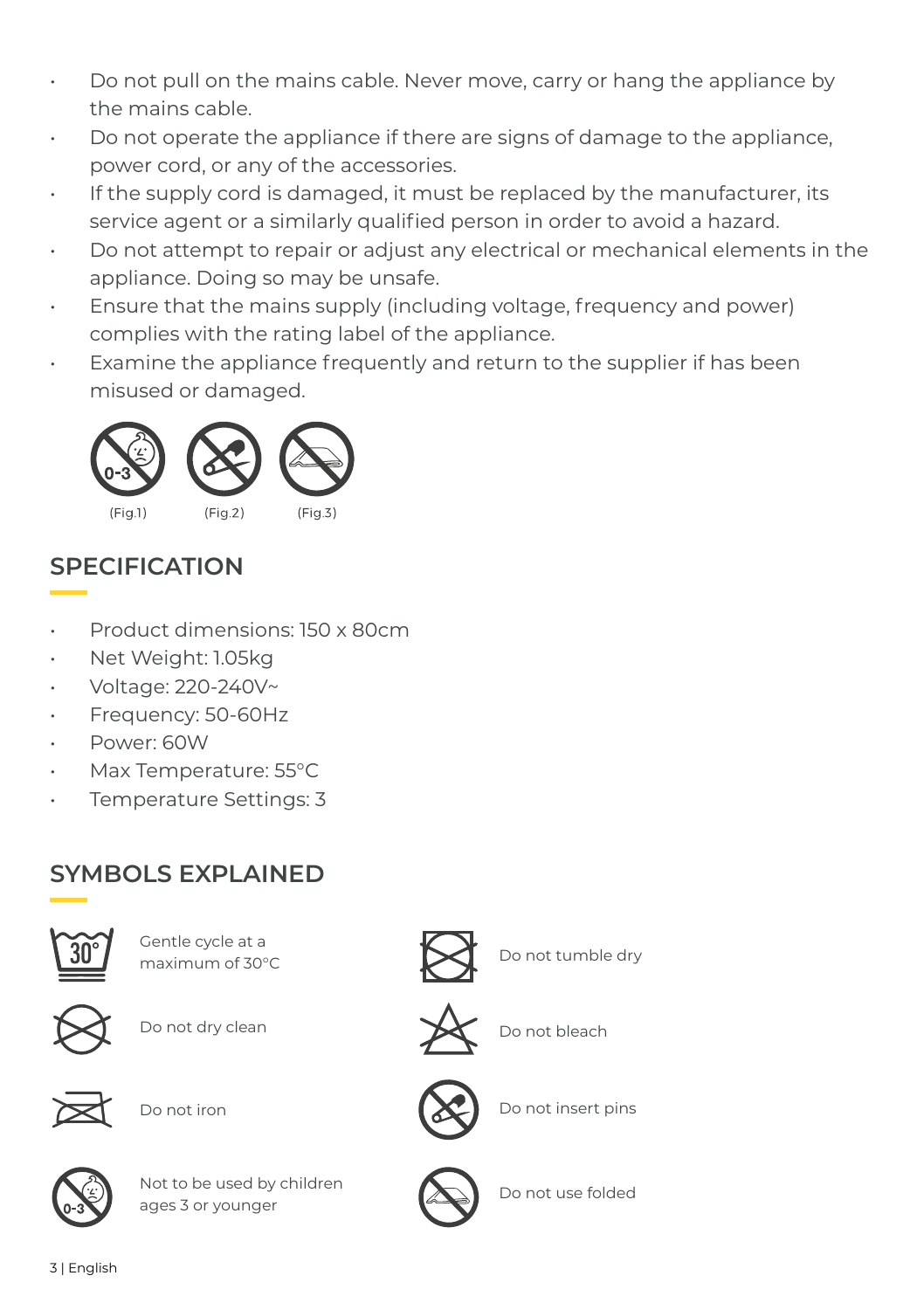- Do not pull on the mains cable. Never move, carry or hang the appliance by the mains cable.
- Do not operate the appliance if there are signs of damage to the appliance, power cord, or any of the accessories.
- If the supply cord is damaged, it must be replaced by the manufacturer, its service agent or a similarly qualified person in order to avoid a hazard.
- Do not attempt to repair or adjust any electrical or mechanical elements in the appliance. Doing so may be unsafe.
- Ensure that the mains supply (including voltage, frequency and power) complies with the rating label of the appliance.
- Examine the appliance frequently and return to the supplier if has been misused or damaged.

(Fig.1) (Fig.2) (Fig.3)

## SPECIFICATION

- Product dimensions: 150 x 80cm
- Net Weight: 1.05kg
- Voltage: 220-240V~
- Frequency: 50-60Hz
- Power: 60W
- Max Temperature: 55°C
- Temperature Settings: 3

## SYMBOLS EXPLAINED

Gentle cycle at a maximum of 30°C

Do not tumble dry

Do not dry clean

Do not bleach

Do not iron

Do not insert pins

Not to be used by children ages 3 or younger

Do not use folded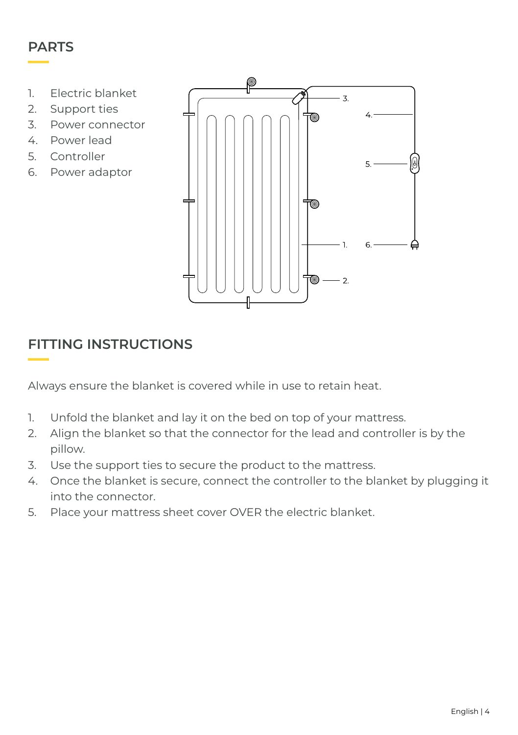## PARTS

1. Electric blanket
2. Support ties
3. Power connector
4. Power lead
5. Controller
6. Power adaptor

## FITTING INSTRUCTIONS

Always ensure the blanket is covered while in use to retain heat.

1. Unfold the blanket and lay it on the bed on top of your mattress.
2. Align the blanket so that the connector for the lead and controller is by the pillow.
3. Use the support ties to secure the product to the mattress.
4. Once the blanket is secure, connect the controller to the blanket by plugging it into the connector.
5. Place your mattress sheet cover OVER the electric blanket.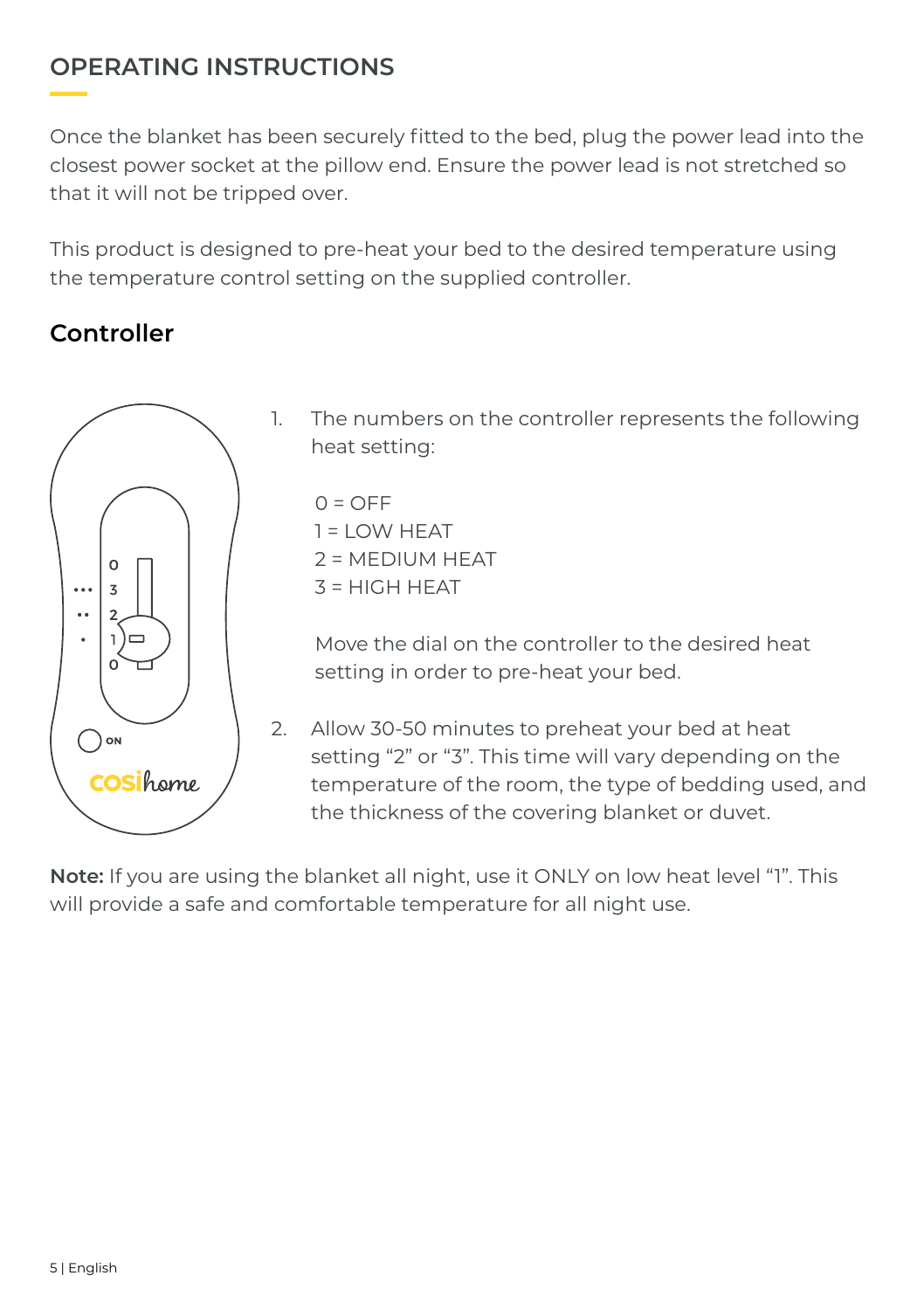## OPERATING INSTRUCTIONS

Once the blanket has been securely fitted to the bed, plug the power lead into the closest power socket at the pillow end. Ensure the power lead is not stretched so that it will not be tripped over.

This product is designed to pre-heat your bed to the desired temperature using the temperature control setting on the supplied controller.

### Controller

1. The numbers on the controller represents the following heat setting:

   0 = OFF
   1 = LOW HEAT
   2 = MEDIUM HEAT
   3 = HIGH HEAT

   Move the dial on the controller to the desired heat setting in order to pre-heat your bed.

2. Allow 30-50 minutes to preheat your bed at heat setting “2” or “3”. This time will vary depending on the temperature of the room, the type of bedding used, and the thickness of the covering blanket or duvet.

**Note:** If you are using the blanket all night, use it ONLY on low heat level “1”. This will provide a safe and comfortable temperature for all night use.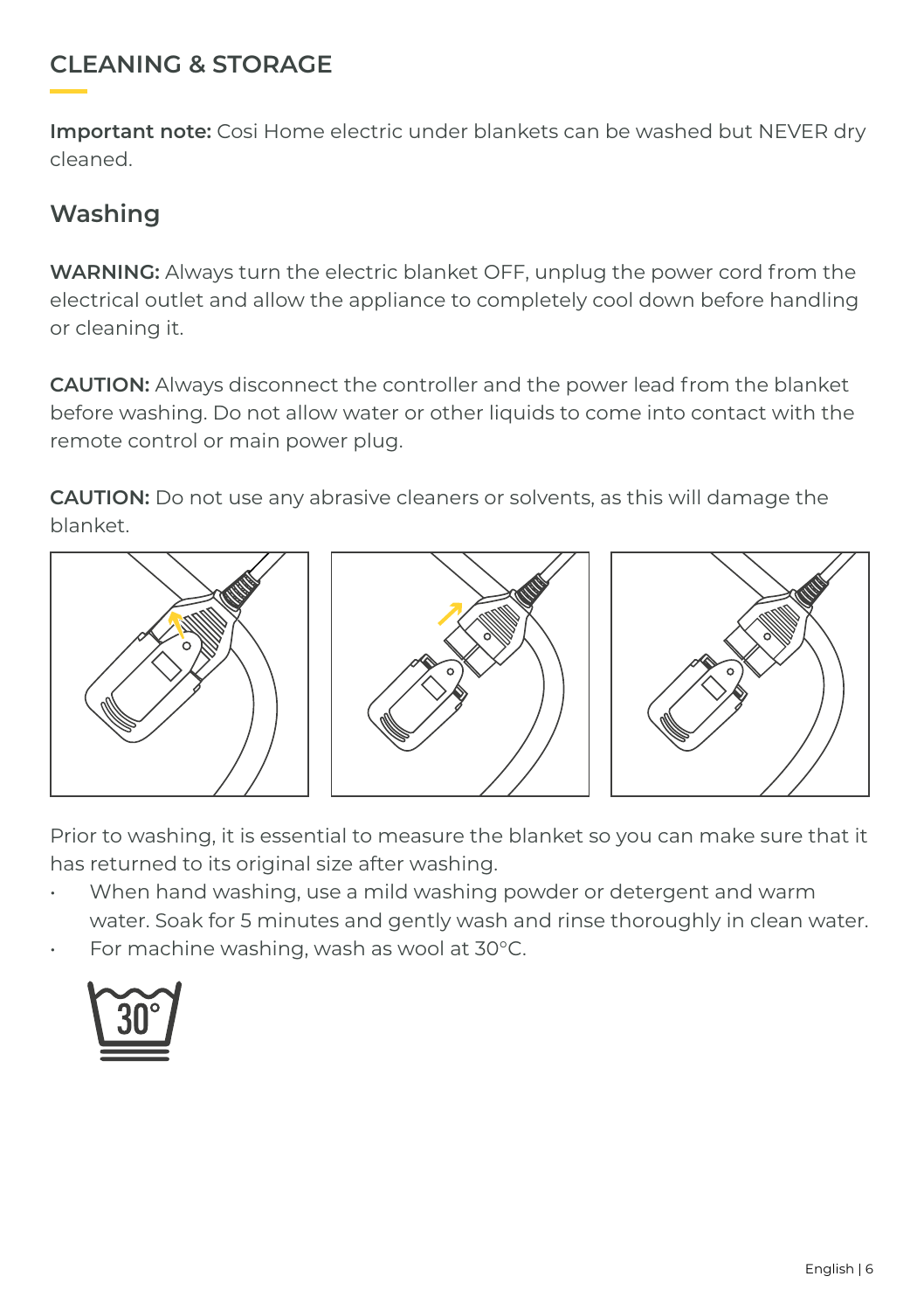## CLEANING & STORAGE

**Important note:** Cosi Home electric under blankets can be washed but NEVER dry cleaned.

### Washing

**WARNING:** Always turn the electric blanket OFF, unplug the power cord from the electrical outlet and allow the appliance to completely cool down before handling or cleaning it.

**CAUTION:** Always disconnect the controller and the power lead from the blanket before washing. Do not allow water or other liquids to come into contact with the remote control or main power plug.

**CAUTION:** Do not use any abrasive cleaners or solvents, as this will damage the blanket.

Prior to washing, it is essential to measure the blanket so you can make sure that it has returned to its original size after washing.

- When hand washing, use a mild washing powder or detergent and warm water. Soak for 5 minutes and gently wash and rinse thoroughly in clean water.
- For machine washing, wash as wool at 30°C.

30°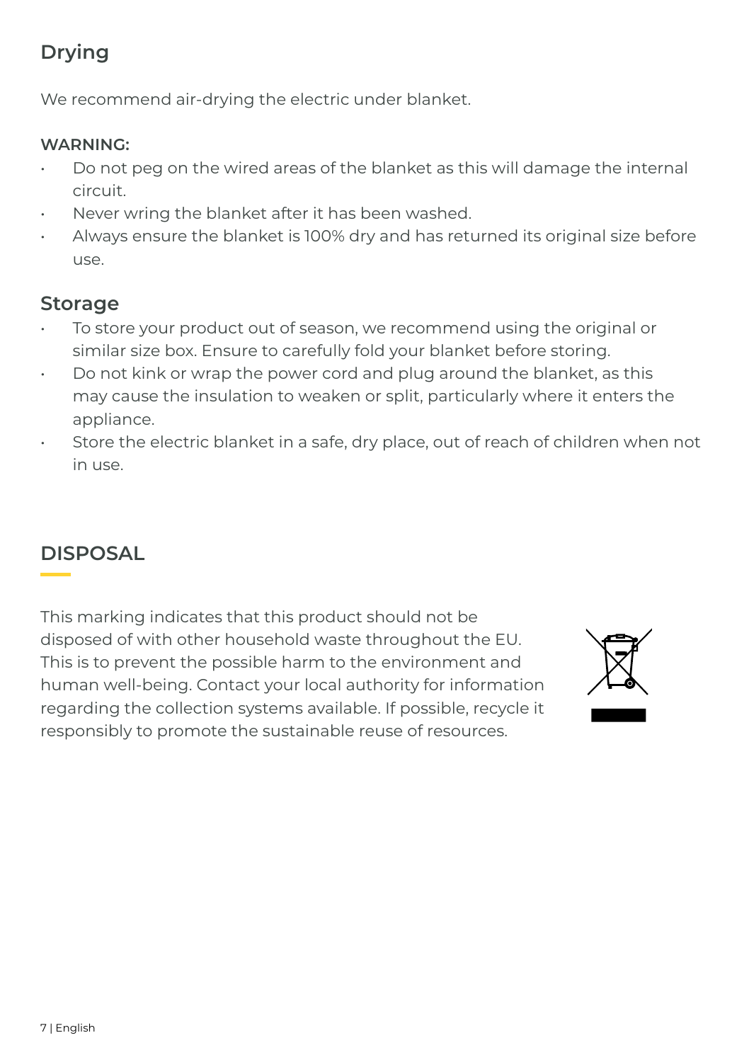## Drying

We recommend air-drying the electric under blanket.

**WARNING:**

- Do not peg on the wired areas of the blanket as this will damage the internal circuit.
- Never wring the blanket after it has been washed.
- Always ensure the blanket is 100% dry and has returned its original size before use.

## Storage

- To store your product out of season, we recommend using the original or similar size box. Ensure to carefully fold your blanket before storing.
- Do not kink or wrap the power cord and plug around the blanket, as this may cause the insulation to weaken or split, particularly where it enters the appliance.
- Store the electric blanket in a safe, dry place, out of reach of children when not in use.

## DISPOSAL

This marking indicates that this product should not be disposed of with other household waste throughout the EU. This is to prevent the possible harm to the environment and human well-being. Contact your local authority for information regarding the collection systems available. If possible, recycle it responsibly to promote the sustainable reuse of resources.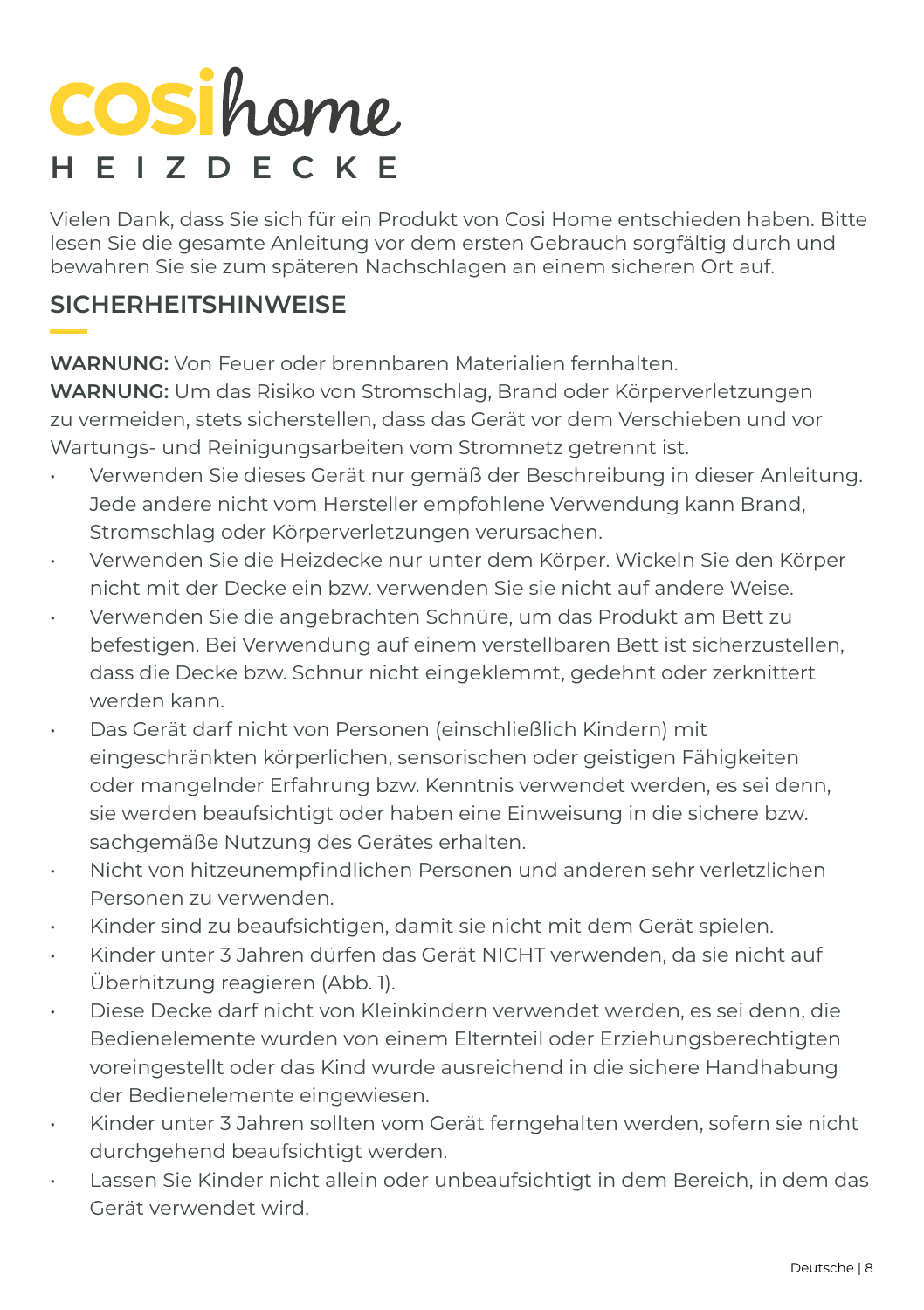# cosihome

## HEIZDECKE

Vielen Dank, dass Sie sich für ein Produkt von Cosi Home entschieden haben. Bitte lesen Sie die gesamte Anleitung vor dem ersten Gebrauch sorgfältig durch und bewahren Sie sie zum späteren Nachschlagen an einem sicheren Ort auf.

## SICHERHEITSHINWEISE

**WARNUNG:** Von Feuer oder brennbaren Materialien fernhalten.
**WARNUNG:** Um das Risiko von Stromschlag, Brand oder Körperverletzungen zu vermeiden, stets sicherstellen, dass das Gerät vor dem Verschieben und vor Wartungs- und Reinigungsarbeiten vom Stromnetz getrennt ist.

- Verwenden Sie dieses Gerät nur gemäß der Beschreibung in dieser Anleitung. Jede andere nicht vom Hersteller empfohlene Verwendung kann Brand, Stromschlag oder Körperverletzungen verursachen.
- Verwenden Sie die Heizdecke nur unter dem Körper. Wickeln Sie den Körper nicht mit der Decke ein bzw. verwenden Sie sie nicht auf andere Weise.
- Verwenden Sie die angebrachten Schnüre, um das Produkt am Bett zu befestigen. Bei Verwendung auf einem verstellbaren Bett ist sicherzustellen, dass die Decke bzw. Schnur nicht eingeklemmt, gedehnt oder zerknittert werden kann.
- Das Gerät darf nicht von Personen (einschließlich Kindern) mit eingeschränkten körperlichen, sensorischen oder geistigen Fähigkeiten oder mangelnder Erfahrung bzw. Kenntnis verwendet werden, es sei denn, sie werden beaufsichtigt oder haben eine Einweisung in die sichere bzw. sachgemäße Nutzung des Gerätes erhalten.
- Nicht von hitzeunempfindlichen Personen und anderen sehr verletzlichen Personen zu verwenden.
- Kinder sind zu beaufsichtigen, damit sie nicht mit dem Gerät spielen.
- Kinder unter 3 Jahren dürfen das Gerät NICHT verwenden, da sie nicht auf Überhitzung reagieren (Abb. 1).
- Diese Decke darf nicht von Kleinkindern verwendet werden, es sei denn, die Bedienelemente wurden von einem Elternteil oder Erziehungsberechtigten voreingestellt oder das Kind wurde ausreichend in die sichere Handhabung der Bedienelemente eingewiesen.
- Kinder unter 3 Jahren sollten vom Gerät ferngehalten werden, sofern sie nicht durchgehend beaufsichtigt werden.
- Lassen Sie Kinder nicht allein oder unbeaufsichtigt in dem Bereich, in dem das Gerät verwendet wird.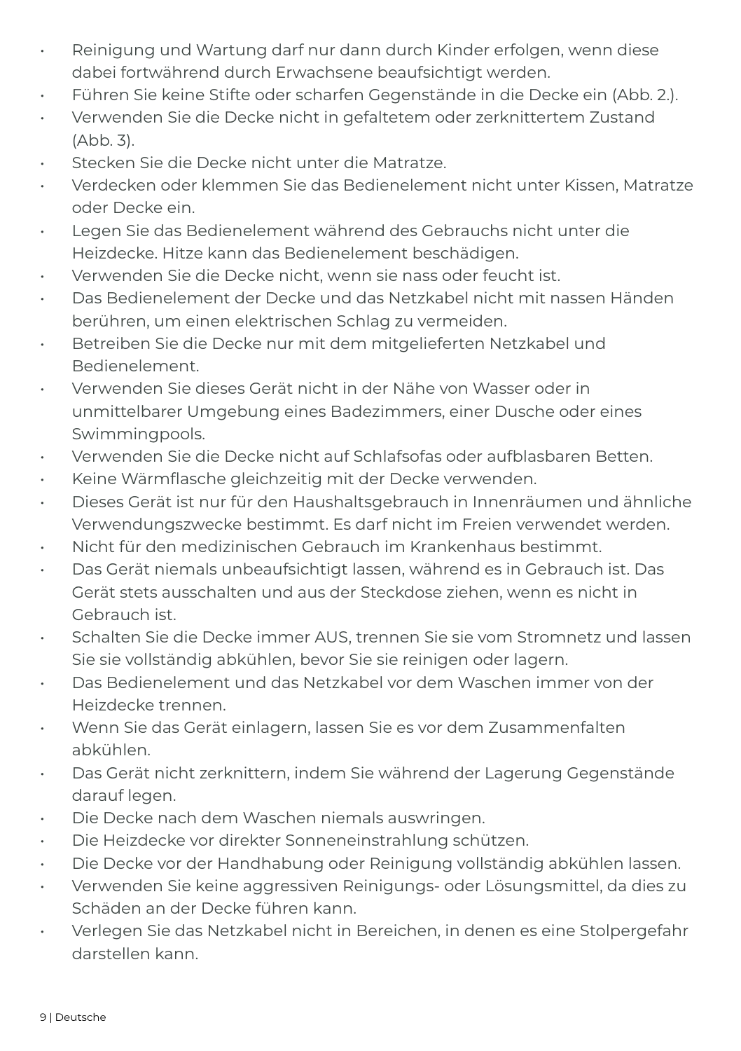- Reinigung und Wartung darf nur dann durch Kinder erfolgen, wenn diese dabei fortwährend durch Erwachsene beaufsichtigt werden.
- Führen Sie keine Stifte oder scharfen Gegenstände in die Decke ein (Abb. 2.).
- Verwenden Sie die Decke nicht in gefaltetem oder zerknittertem Zustand (Abb. 3).
- Stecken Sie die Decke nicht unter die Matratze.
- Verdecken oder klemmen Sie das Bedienelement nicht unter Kissen, Matratze oder Decke ein.
- Legen Sie das Bedienelement während des Gebrauchs nicht unter die Heizdecke. Hitze kann das Bedienelement beschädigen.
- Verwenden Sie die Decke nicht, wenn sie nass oder feucht ist.
- Das Bedienelement der Decke und das Netzkabel nicht mit nassen Händen berühren, um einen elektrischen Schlag zu vermeiden.
- Betreiben Sie die Decke nur mit dem mitgelieferten Netzkabel und Bedienelement.
- Verwenden Sie dieses Gerät nicht in der Nähe von Wasser oder in unmittelbarer Umgebung eines Badezimmers, einer Dusche oder eines Swimmingpools.
- Verwenden Sie die Decke nicht auf Schlafsofas oder aufblasbaren Betten.
- Keine Wärmflasche gleichzeitig mit der Decke verwenden.
- Dieses Gerät ist nur für den Haushaltsgebrauch in Innenräumen und ähnliche Verwendungszwecke bestimmt. Es darf nicht im Freien verwendet werden.
- Nicht für den medizinischen Gebrauch im Krankenhaus bestimmt.
- Das Gerät niemals unbeaufsichtigt lassen, während es in Gebrauch ist. Das Gerät stets ausschalten und aus der Steckdose ziehen, wenn es nicht in Gebrauch ist.
- Schalten Sie die Decke immer AUS, trennen Sie sie vom Stromnetz und lassen Sie sie vollständig abkühlen, bevor Sie sie reinigen oder lagern.
- Das Bedienelement und das Netzkabel vor dem Waschen immer von der Heizdecke trennen.
- Wenn Sie das Gerät einlagern, lassen Sie es vor dem Zusammenfalten abkühlen.
- Das Gerät nicht zerknittern, indem Sie während der Lagerung Gegenstände darauf legen.
- Die Decke nach dem Waschen niemals auswringen.
- Die Heizdecke vor direkter Sonneneinstrahlung schützen.
- Die Decke vor der Handhabung oder Reinigung vollständig abkühlen lassen.
- Verwenden Sie keine aggressiven Reinigungs- oder Lösungsmittel, da dies zu Schäden an der Decke führen kann.
- Verlegen Sie das Netzkabel nicht in Bereichen, in denen es eine Stolpergefahr darstellen kann.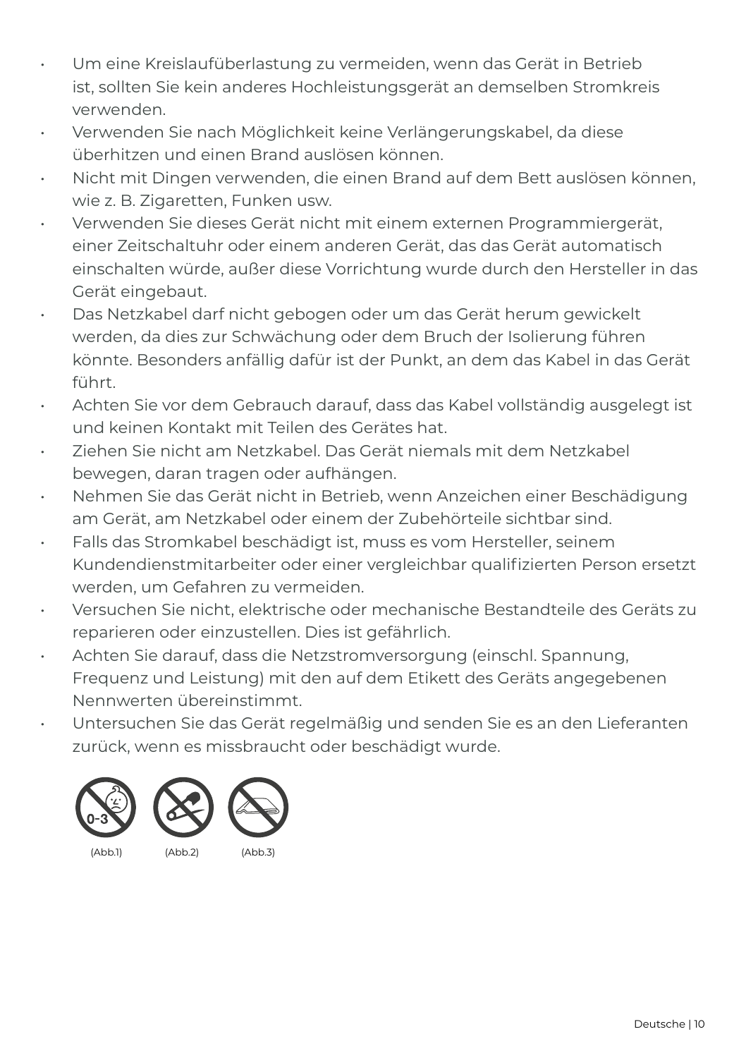- Um eine Kreislaufüberlastung zu vermeiden, wenn das Gerät in Betrieb ist, sollten Sie kein anderes Hochleistungsgerät an demselben Stromkreis verwenden.
- Verwenden Sie nach Möglichkeit keine Verlängerungskabel, da diese überhitzen und einen Brand auslösen können.
- Nicht mit Dingen verwenden, die einen Brand auf dem Bett auslösen können, wie z. B. Zigaretten, Funken usw.
- Verwenden Sie dieses Gerät nicht mit einem externen Programmiergerät, einer Zeitschaltuhr oder einem anderen Gerät, das das Gerät automatisch einschalten würde, außer diese Vorrichtung wurde durch den Hersteller in das Gerät eingebaut.
- Das Netzkabel darf nicht gebogen oder um das Gerät herum gewickelt werden, da dies zur Schwächung oder dem Bruch der Isolierung führen könnte. Besonders anfällig dafür ist der Punkt, an dem das Kabel in das Gerät führt.
- Achten Sie vor dem Gebrauch darauf, dass das Kabel vollständig ausgelegt ist und keinen Kontakt mit Teilen des Gerätes hat.
- Ziehen Sie nicht am Netzkabel. Das Gerät niemals mit dem Netzkabel bewegen, daran tragen oder aufhängen.
- Nehmen Sie das Gerät nicht in Betrieb, wenn Anzeichen einer Beschädigung am Gerät, am Netzkabel oder einem der Zubehörteile sichtbar sind.
- Falls das Stromkabel beschädigt ist, muss es vom Hersteller, seinem Kundendienstmitarbeiter oder einer vergleichbar qualifizierten Person ersetzt werden, um Gefahren zu vermeiden.
- Versuchen Sie nicht, elektrische oder mechanische Bestandteile des Geräts zu reparieren oder einzustellen. Dies ist gefährlich.
- Achten Sie darauf, dass die Netzstromversorgung (einschl. Spannung, Frequenz und Leistung) mit den auf dem Etikett des Geräts angegebenen Nennwerten übereinstimmt.
- Untersuchen Sie das Gerät regelmäßig und senden Sie es an den Lieferanten zurück, wenn es missbraucht oder beschädigt wurde.

0-3

(Abb.1) (Abb.2) (Abb.3)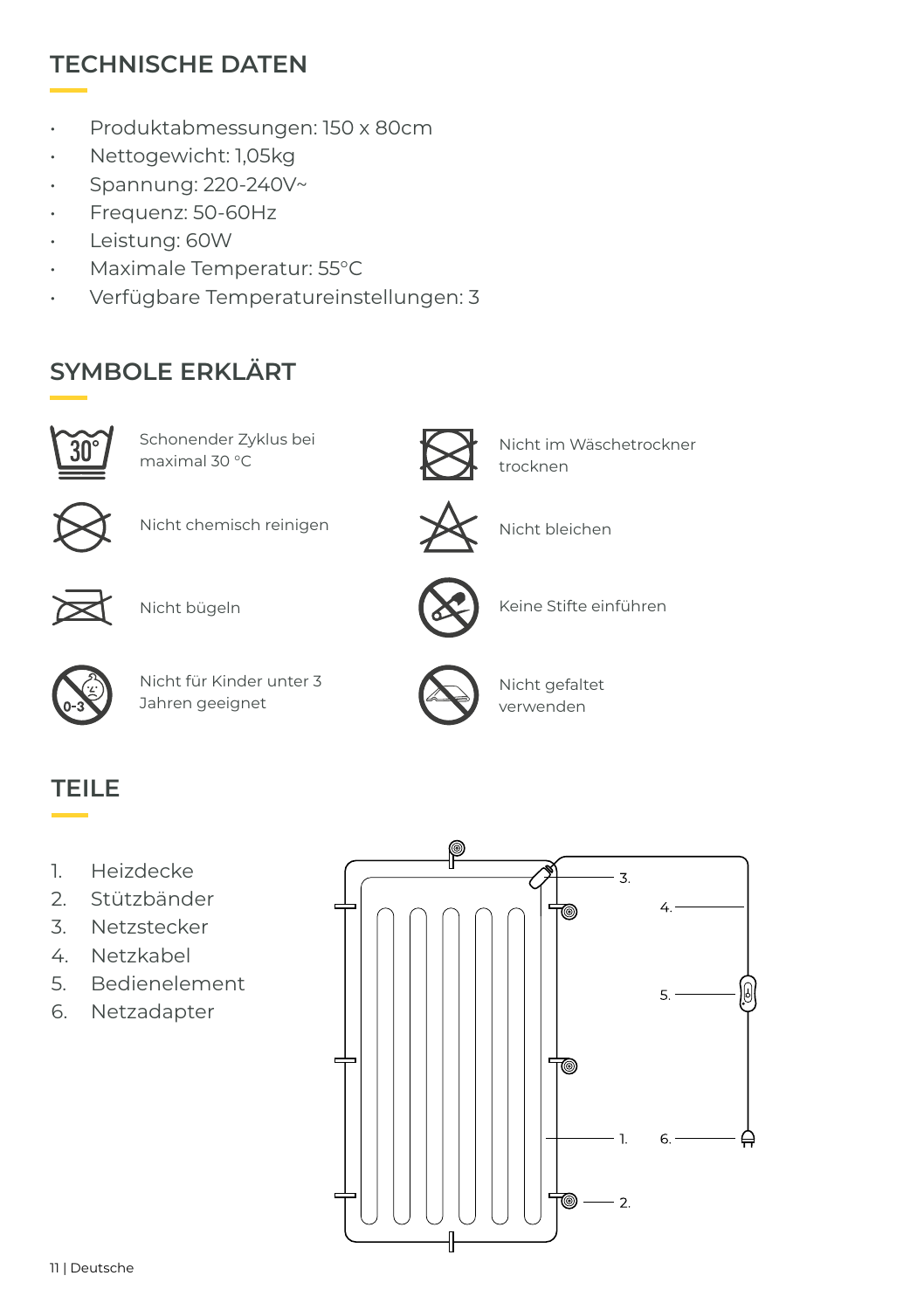## TECHNISCHE DATEN

- Produktabmessungen: 150 x 80cm
- Nettogewicht: 1,05kg
- Spannung: 220-240V~
- Frequenz: 50-60Hz
- Leistung: 60W
- Maximale Temperatur: 55°C
- Verfügbare Temperatureinstellungen: 3

## SYMBOLE ERKLÄRT

| | |
|---|---|
| Schonender Zyklus bei maximal 30 °C | Nicht im Wäschetrockner trocknen |
| Nicht chemisch reinigen | Nicht bleichen |
| Nicht bügeln | Keine Stifte einführen |
| Nicht für Kinder unter 3 Jahren geeignet | Nicht gefaltet verwenden |

## TEILE

1. Heizdecke
2. Stützbänder
3. Netzstecker
4. Netzkabel
5. Bedienelement
6. Netzadapter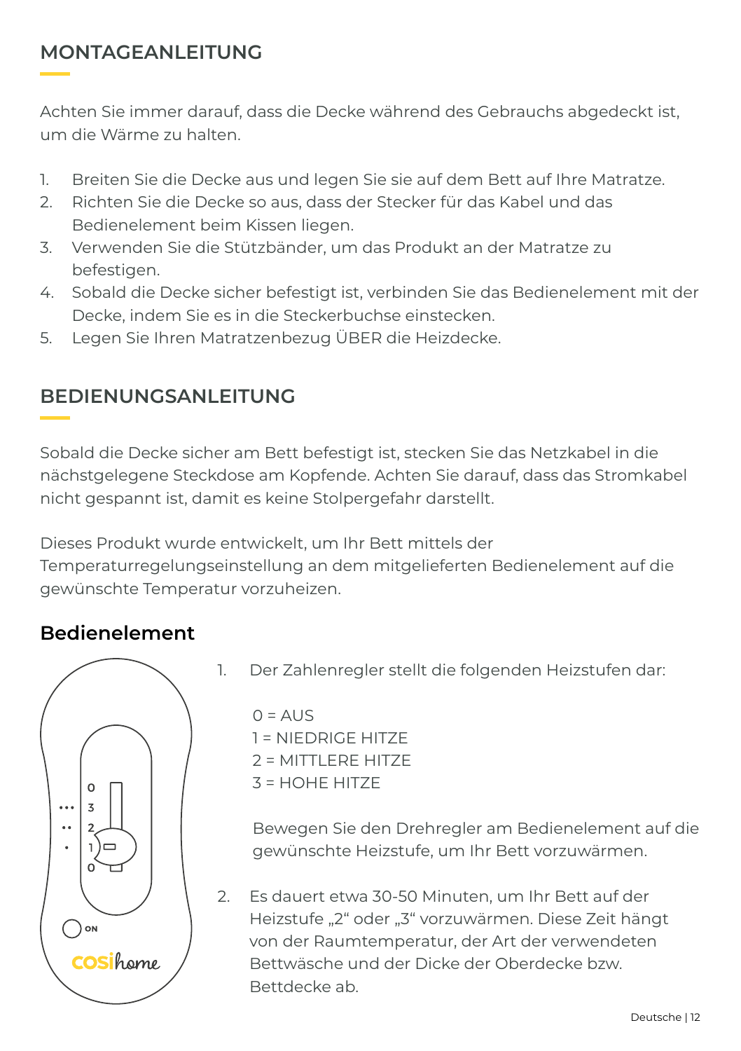## MONTAGEANLEITUNG

Achten Sie immer darauf, dass die Decke während des Gebrauchs abgedeckt ist, um die Wärme zu halten.

1. Breiten Sie die Decke aus und legen Sie sie auf dem Bett auf Ihre Matratze.
2. Richten Sie die Decke so aus, dass der Stecker für das Kabel und das Bedienelement beim Kissen liegen.
3. Verwenden Sie die Stützbänder, um das Produkt an der Matratze zu befestigen.
4. Sobald die Decke sicher befestigt ist, verbinden Sie das Bedienelement mit der Decke, indem Sie es in die Steckerbuchse einstecken.
5. Legen Sie Ihren Matratzenbezug ÜBER die Heizdecke.

## BEDIENUNGSANLEITUNG

Sobald die Decke sicher am Bett befestigt ist, stecken Sie das Netzkabel in die nächstgelegene Steckdose am Kopfende. Achten Sie darauf, dass das Stromkabel nicht gespannt ist, damit es keine Stolpergefahr darstellt.

Dieses Produkt wurde entwickelt, um Ihr Bett mittels der Temperaturregelungseinstellung an dem mitgelieferten Bedienelement auf die gewünschte Temperatur vorzuheizen.

### Bedienelement

1. Der Zahlenregler stellt die folgenden Heizstufen dar:

   0 = AUS
   1 = NIEDRIGE HITZE
   2 = MITTLERE HITZE
   3 = HOHE HITZE

   Bewegen Sie den Drehregler am Bedienelement auf die gewünschte Heizstufe, um Ihr Bett vorzuwärmen.

2. Es dauert etwa 30-50 Minuten, um Ihr Bett auf der Heizstufe „2“ oder „3“ vorzuwärmen. Diese Zeit hängt von der Raumtemperatur, der Art der verwendeten Bettwäsche und der Dicke der Oberdecke bzw. Bettdecke ab.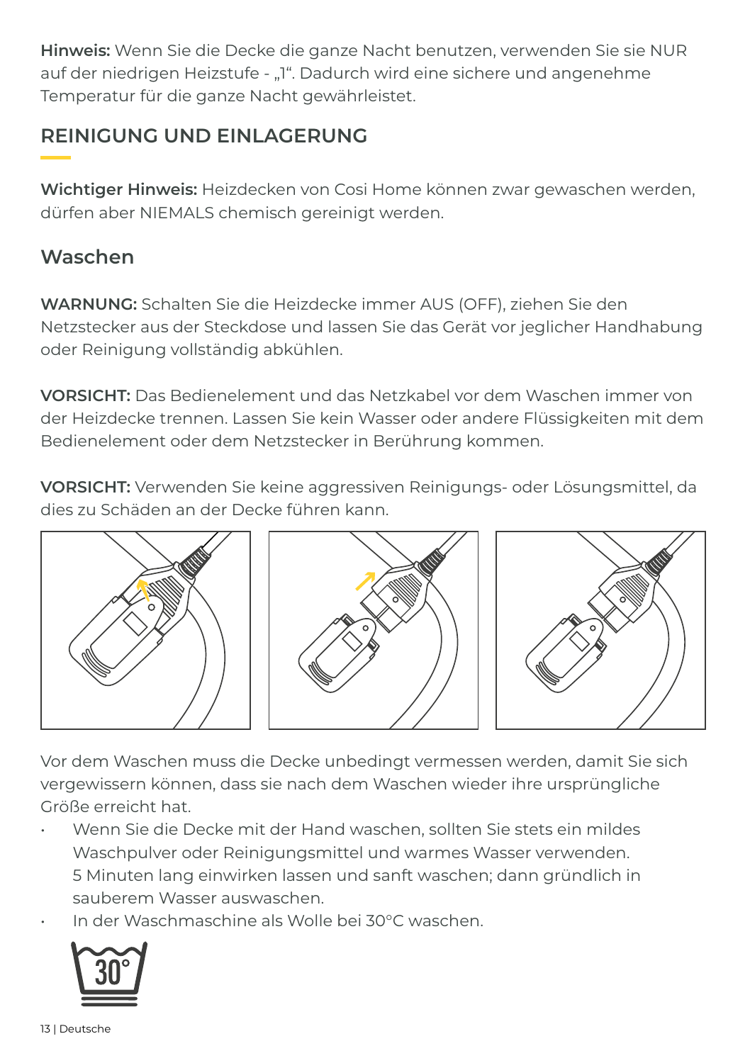**Hinweis:** Wenn Sie die Decke die ganze Nacht benutzen, verwenden Sie sie NUR auf der niedrigen Heizstufe - „1". Dadurch wird eine sichere und angenehme Temperatur für die ganze Nacht gewährleistet.

## REINIGUNG UND EINLAGERUNG

**Wichtiger Hinweis:** Heizdecken von Cosi Home können zwar gewaschen werden, dürfen aber NIEMALS chemisch gereinigt werden.

### Waschen

**WARNUNG:** Schalten Sie die Heizdecke immer AUS (OFF), ziehen Sie den Netzstecker aus der Steckdose und lassen Sie das Gerät vor jeglicher Handhabung oder Reinigung vollständig abkühlen.

**VORSICHT:** Das Bedienelement und das Netzkabel vor dem Waschen immer von der Heizdecke trennen. Lassen Sie kein Wasser oder andere Flüssigkeiten mit dem Bedienelement oder dem Netzstecker in Berührung kommen.

**VORSICHT:** Verwenden Sie keine aggressiven Reinigungs- oder Lösungsmittel, da dies zu Schäden an der Decke führen kann.

Vor dem Waschen muss die Decke unbedingt vermessen werden, damit Sie sich vergewissern können, dass sie nach dem Waschen wieder ihre ursprüngliche Größe erreicht hat.

- Wenn Sie die Decke mit der Hand waschen, sollten Sie stets ein mildes Waschpulver oder Reinigungsmittel und warmes Wasser verwenden. 5 Minuten lang einwirken lassen und sanft waschen; dann gründlich in sauberem Wasser auswaschen.
- In der Waschmaschine als Wolle bei 30°C waschen.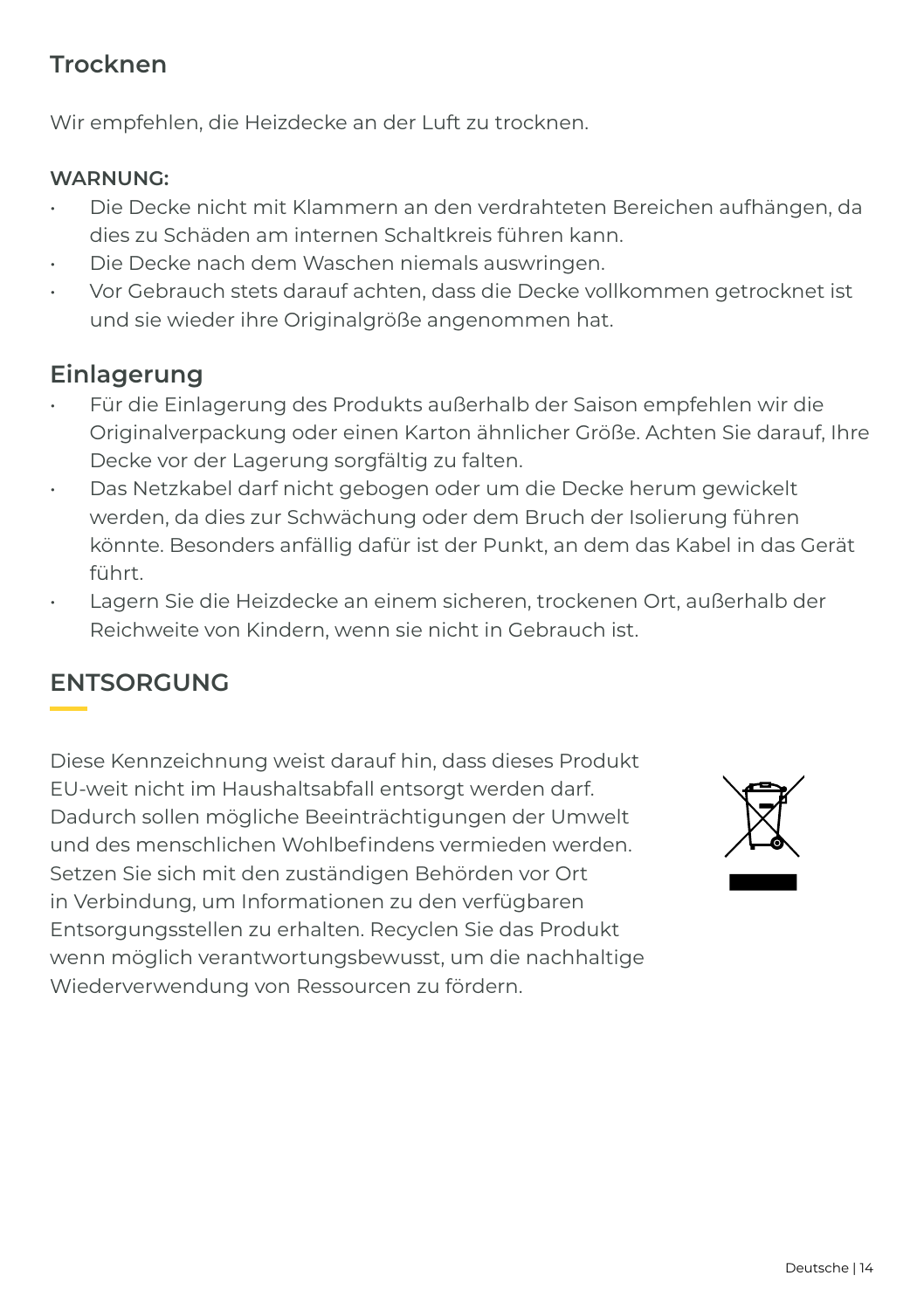## Trocknen

Wir empfehlen, die Heizdecke an der Luft zu trocknen.

**WARNUNG:**

- Die Decke nicht mit Klammern an den verdrahteten Bereichen aufhängen, da dies zu Schäden am internen Schaltkreis führen kann.
- Die Decke nach dem Waschen niemals auswringen.
- Vor Gebrauch stets darauf achten, dass die Decke vollkommen getrocknet ist und sie wieder ihre Originalgröße angenommen hat.

## Einlagerung

- Für die Einlagerung des Produkts außerhalb der Saison empfehlen wir die Originalverpackung oder einen Karton ähnlicher Größe. Achten Sie darauf, Ihre Decke vor der Lagerung sorgfältig zu falten.
- Das Netzkabel darf nicht gebogen oder um die Decke herum gewickelt werden, da dies zur Schwächung oder dem Bruch der Isolierung führen könnte. Besonders anfällig dafür ist der Punkt, an dem das Kabel in das Gerät führt.
- Lagern Sie die Heizdecke an einem sicheren, trockenen Ort, außerhalb der Reichweite von Kindern, wenn sie nicht in Gebrauch ist.

## ENTSORGUNG

Diese Kennzeichnung weist darauf hin, dass dieses Produkt EU-weit nicht im Haushaltsabfall entsorgt werden darf. Dadurch sollen mögliche Beeinträchtigungen der Umwelt und des menschlichen Wohlbefindens vermieden werden. Setzen Sie sich mit den zuständigen Behörden vor Ort in Verbindung, um Informationen zu den verfügbaren Entsorgungsstellen zu erhalten. Recyclen Sie das Produkt wenn möglich verantwortungsbewusst, um die nachhaltige Wiederverwendung von Ressourcen zu fördern.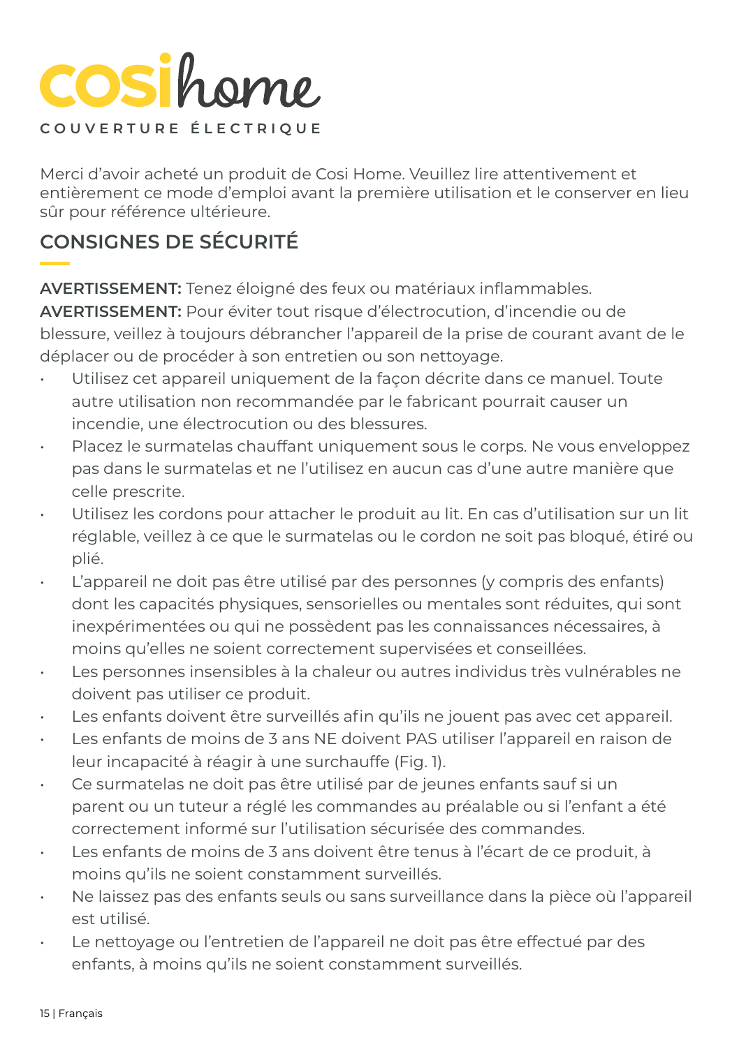# cosihome

COUVERTURE ÉLECTRIQUE

Merci d'avoir acheté un produit de Cosi Home. Veuillez lire attentivement et entièrement ce mode d'emploi avant la première utilisation et le conserver en lieu sûr pour référence ultérieure.

## CONSIGNES DE SÉCURITÉ

**AVERTISSEMENT:** Tenez éloigné des feux ou matériaux inflammables.
**AVERTISSEMENT:** Pour éviter tout risque d'électrocution, d'incendie ou de blessure, veillez à toujours débrancher l'appareil de la prise de courant avant de le déplacer ou de procéder à son entretien ou son nettoyage.

- Utilisez cet appareil uniquement de la façon décrite dans ce manuel. Toute autre utilisation non recommandée par le fabricant pourrait causer un incendie, une électrocution ou des blessures.
- Placez le surmatelas chauffant uniquement sous le corps. Ne vous enveloppez pas dans le surmatelas et ne l'utilisez en aucun cas d'une autre manière que celle prescrite.
- Utilisez les cordons pour attacher le produit au lit. En cas d'utilisation sur un lit réglable, veillez à ce que le surmatelas ou le cordon ne soit pas bloqué, étiré ou plié.
- L'appareil ne doit pas être utilisé par des personnes (y compris des enfants) dont les capacités physiques, sensorielles ou mentales sont réduites, qui sont inexpérimentées ou qui ne possèdent pas les connaissances nécessaires, à moins qu'elles ne soient correctement supervisées et conseillées.
- Les personnes insensibles à la chaleur ou autres individus très vulnérables ne doivent pas utiliser ce produit.
- Les enfants doivent être surveillés afin qu'ils ne jouent pas avec cet appareil.
- Les enfants de moins de 3 ans NE doivent PAS utiliser l'appareil en raison de leur incapacité à réagir à une surchauffe (Fig. 1).
- Ce surmatelas ne doit pas être utilisé par de jeunes enfants sauf si un parent ou un tuteur a réglé les commandes au préalable ou si l'enfant a été correctement informé sur l'utilisation sécurisée des commandes.
- Les enfants de moins de 3 ans doivent être tenus à l'écart de ce produit, à moins qu'ils ne soient constamment surveillés.
- Ne laissez pas des enfants seuls ou sans surveillance dans la pièce où l'appareil est utilisé.
- Le nettoyage ou l'entretien de l'appareil ne doit pas être effectué par des enfants, à moins qu'ils ne soient constamment surveillés.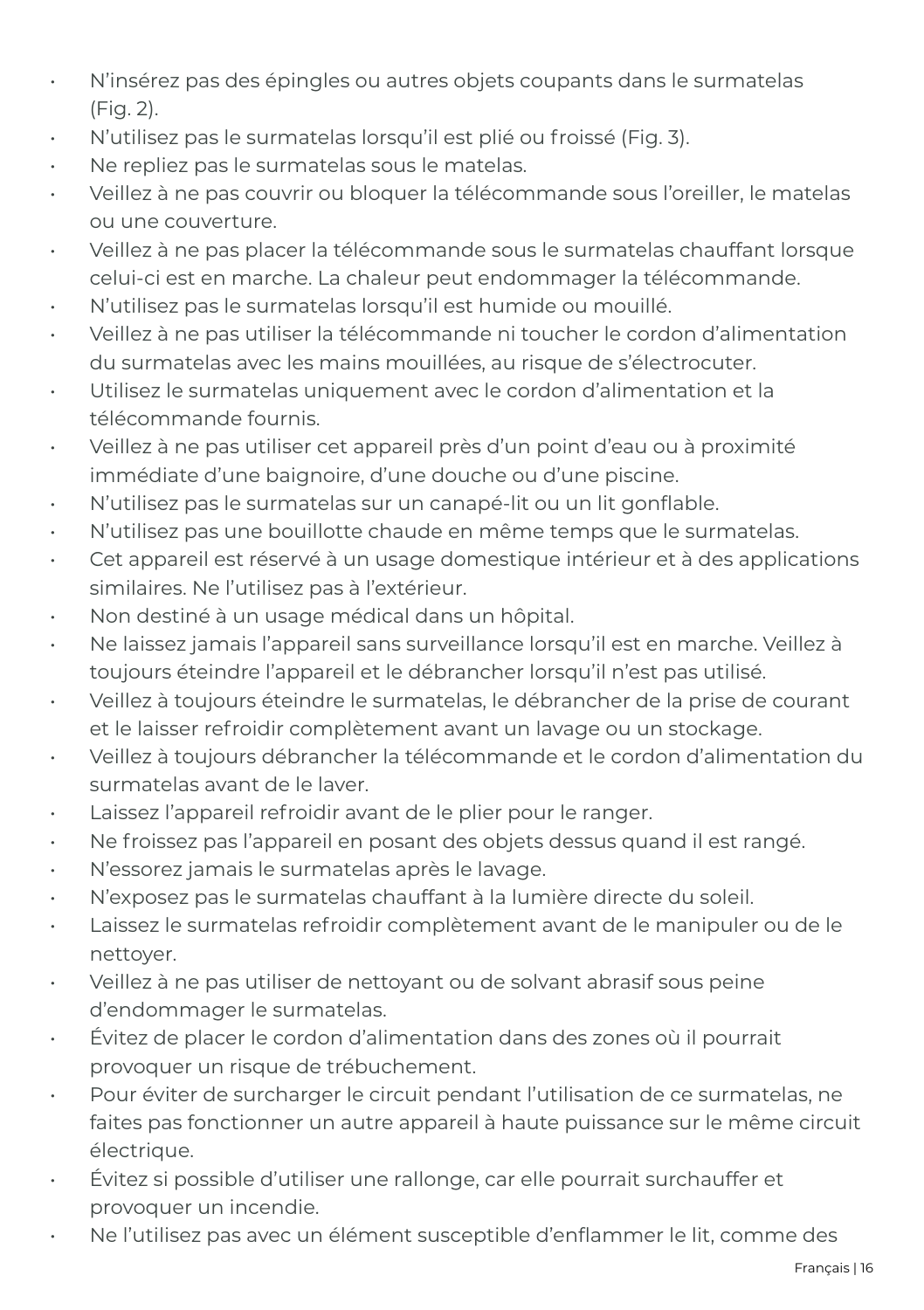- N’insérez pas des épingles ou autres objets coupants dans le surmatelas (Fig. 2).
- N’utilisez pas le surmatelas lorsqu’il est plié ou froissé (Fig. 3).
- Ne repliez pas le surmatelas sous le matelas.
- Veillez à ne pas couvrir ou bloquer la télécommande sous l’oreiller, le matelas ou une couverture.
- Veillez à ne pas placer la télécommande sous le surmatelas chauffant lorsque celui-ci est en marche. La chaleur peut endommager la télécommande.
- N’utilisez pas le surmatelas lorsqu’il est humide ou mouillé.
- Veillez à ne pas utiliser la télécommande ni toucher le cordon d’alimentation du surmatelas avec les mains mouillées, au risque de s’électrocuter.
- Utilisez le surmatelas uniquement avec le cordon d’alimentation et la télécommande fournis.
- Veillez à ne pas utiliser cet appareil près d’un point d’eau ou à proximité immédiate d’une baignoire, d’une douche ou d’une piscine.
- N’utilisez pas le surmatelas sur un canapé-lit ou un lit gonflable.
- N’utilisez pas une bouillotte chaude en même temps que le surmatelas.
- Cet appareil est réservé à un usage domestique intérieur et à des applications similaires. Ne l’utilisez pas à l’extérieur.
- Non destiné à un usage médical dans un hôpital.
- Ne laissez jamais l’appareil sans surveillance lorsqu’il est en marche. Veillez à toujours éteindre l’appareil et le débrancher lorsqu’il n’est pas utilisé.
- Veillez à toujours éteindre le surmatelas, le débrancher de la prise de courant et le laisser refroidir complètement avant un lavage ou un stockage.
- Veillez à toujours débrancher la télécommande et le cordon d’alimentation du surmatelas avant de le laver.
- Laissez l’appareil refroidir avant de le plier pour le ranger.
- Ne froissez pas l’appareil en posant des objets dessus quand il est rangé.
- N’essorez jamais le surmatelas après le lavage.
- N’exposez pas le surmatelas chauffant à la lumière directe du soleil.
- Laissez le surmatelas refroidir complètement avant de le manipuler ou de le nettoyer.
- Veillez à ne pas utiliser de nettoyant ou de solvant abrasif sous peine d’endommager le surmatelas.
- Évitez de placer le cordon d’alimentation dans des zones où il pourrait provoquer un risque de trébuchement.
- Pour éviter de surcharger le circuit pendant l’utilisation de ce surmatelas, ne faites pas fonctionner un autre appareil à haute puissance sur le même circuit électrique.
- Évitez si possible d’utiliser une rallonge, car elle pourrait surchauffer et provoquer un incendie.
- Ne l’utilisez pas avec un élément susceptible d’enflammer le lit, comme des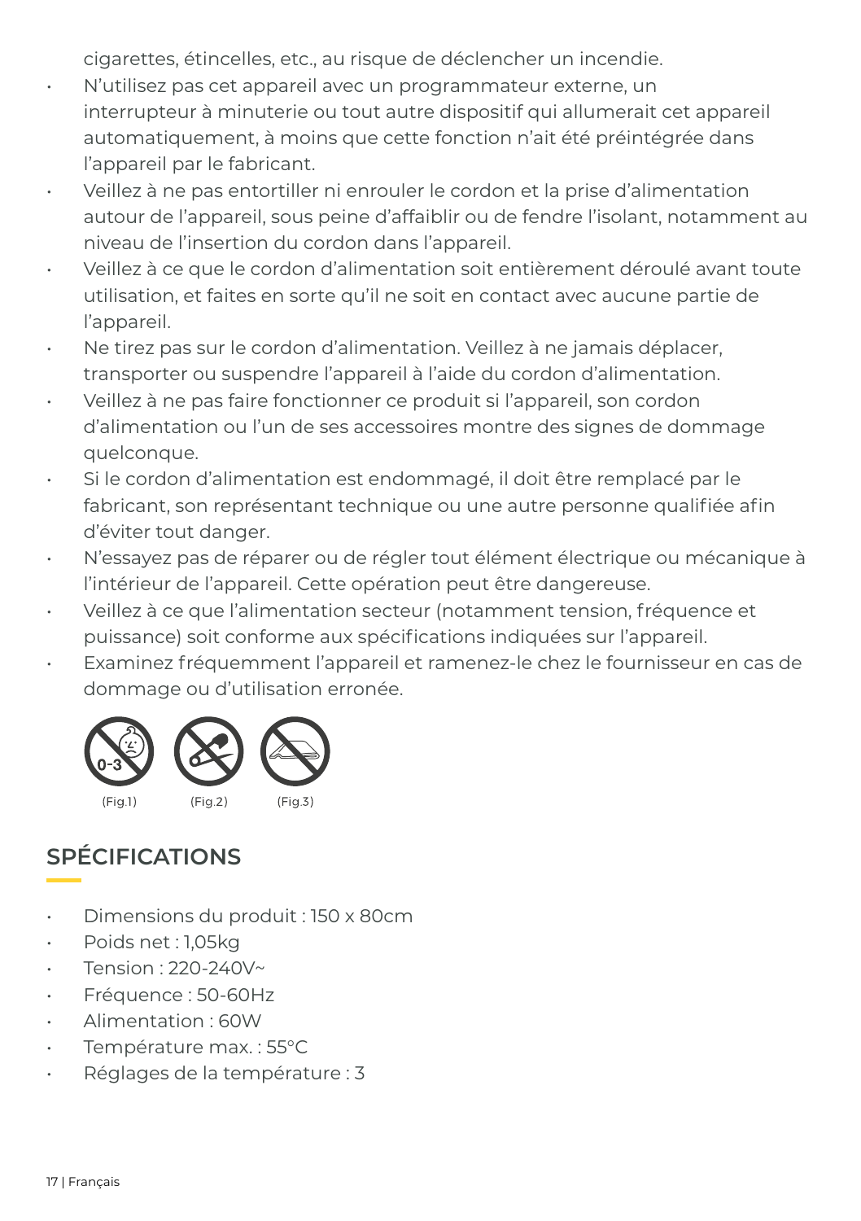cigarettes, étincelles, etc., au risque de déclencher un incendie.

- N'utilisez pas cet appareil avec un programmateur externe, un interrupteur à minuterie ou tout autre dispositif qui allumerait cet appareil automatiquement, à moins que cette fonction n'ait été préintégrée dans l'appareil par le fabricant.
- Veillez à ne pas entortiller ni enrouler le cordon et la prise d'alimentation autour de l'appareil, sous peine d'affaiblir ou de fendre l'isolant, notamment au niveau de l'insertion du cordon dans l'appareil.
- Veillez à ce que le cordon d'alimentation soit entièrement déroulé avant toute utilisation, et faites en sorte qu'il ne soit en contact avec aucune partie de l'appareil.
- Ne tirez pas sur le cordon d'alimentation. Veillez à ne jamais déplacer, transporter ou suspendre l'appareil à l'aide du cordon d'alimentation.
- Veillez à ne pas faire fonctionner ce produit si l'appareil, son cordon d'alimentation ou l'un de ses accessoires montre des signes de dommage quelconque.
- Si le cordon d'alimentation est endommagé, il doit être remplacé par le fabricant, son représentant technique ou une autre personne qualifiée afin d'éviter tout danger.
- N'essayez pas de réparer ou de régler tout élément électrique ou mécanique à l'intérieur de l'appareil. Cette opération peut être dangereuse.
- Veillez à ce que l'alimentation secteur (notamment tension, fréquence et puissance) soit conforme aux spécifications indiquées sur l'appareil.
- Examinez fréquemment l'appareil et ramenez-le chez le fournisseur en cas de dommage ou d'utilisation erronée.

(Fig.1) (Fig.2) (Fig.3)

## SPÉCIFICATIONS

- Dimensions du produit : 150 x 80cm
- Poids net : 1,05kg
- Tension : 220-240V~
- Fréquence : 50-60Hz
- Alimentation : 60W
- Température max. : 55°C
- Réglages de la température : 3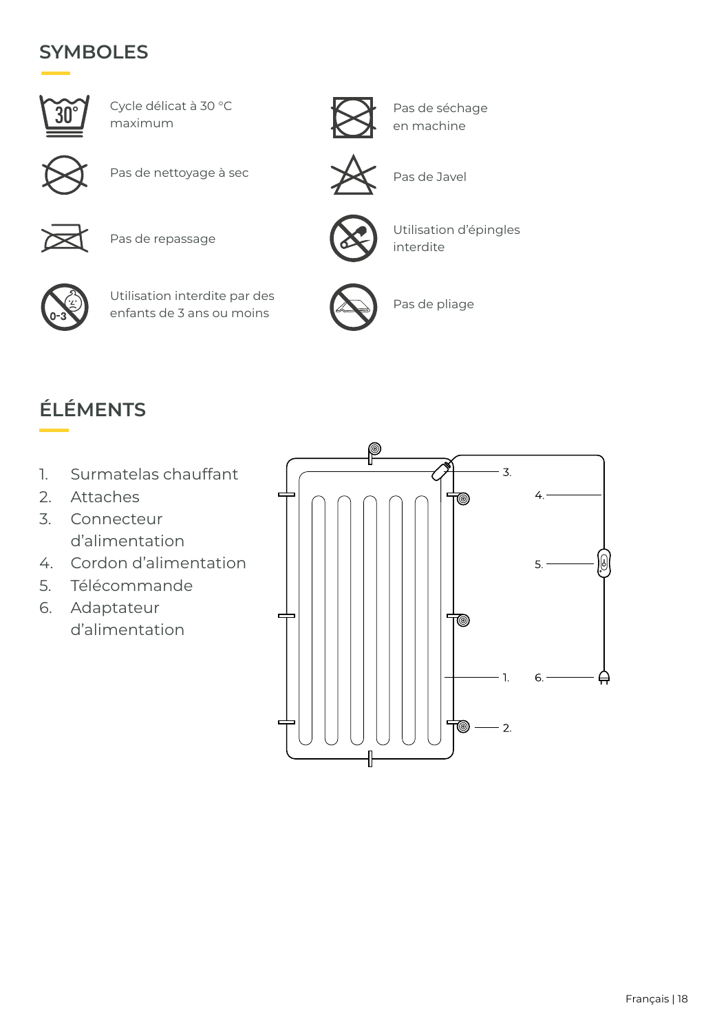## SYMBOLES

Cycle délicat à 30 °C maximum

Pas de séchage en machine

Pas de nettoyage à sec

Pas de Javel

Pas de repassage

Utilisation d'épingles interdite

Utilisation interdite par des enfants de 3 ans ou moins

Pas de pliage

## ÉLÉMENTS

1. Surmatelas chauffant
2. Attaches
3. Connecteur d'alimentation
4. Cordon d'alimentation
5. Télécommande
6. Adaptateur d'alimentation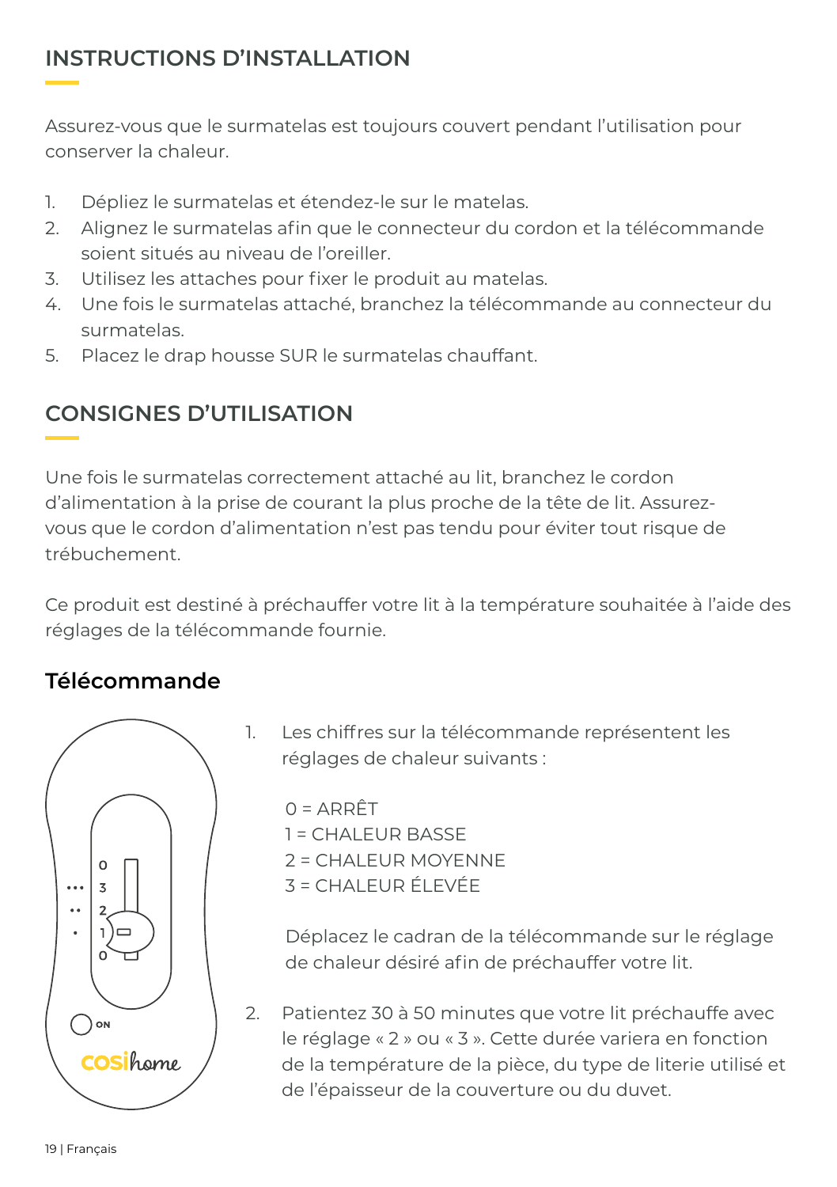## INSTRUCTIONS D'INSTALLATION

Assurez-vous que le surmatelas est toujours couvert pendant l'utilisation pour conserver la chaleur.

1. Dépliez le surmatelas et étendez-le sur le matelas.
2. Alignez le surmatelas afin que le connecteur du cordon et la télécommande soient situés au niveau de l'oreiller.
3. Utilisez les attaches pour fixer le produit au matelas.
4. Une fois le surmatelas attaché, branchez la télécommande au connecteur du surmatelas.
5. Placez le drap housse SUR le surmatelas chauffant.

## CONSIGNES D'UTILISATION

Une fois le surmatelas correctement attaché au lit, branchez le cordon d'alimentation à la prise de courant la plus proche de la tête de lit. Assurez-vous que le cordon d'alimentation n'est pas tendu pour éviter tout risque de trébuchement.

Ce produit est destiné à préchauffer votre lit à la température souhaitée à l'aide des réglages de la télécommande fournie.

### Télécommande

1. Les chiffres sur la télécommande représentent les réglages de chaleur suivants :

   0 = ARRÊT
   1 = CHALEUR BASSE
   2 = CHALEUR MOYENNE
   3 = CHALEUR ÉLEVÉE

   Déplacez le cadran de la télécommande sur le réglage de chaleur désiré afin de préchauffer votre lit.

2. Patientez 30 à 50 minutes que votre lit préchauffe avec le réglage « 2 » ou « 3 ». Cette durée variera en fonction de la température de la pièce, du type de literie utilisé et de l'épaisseur de la couverture ou du duvet.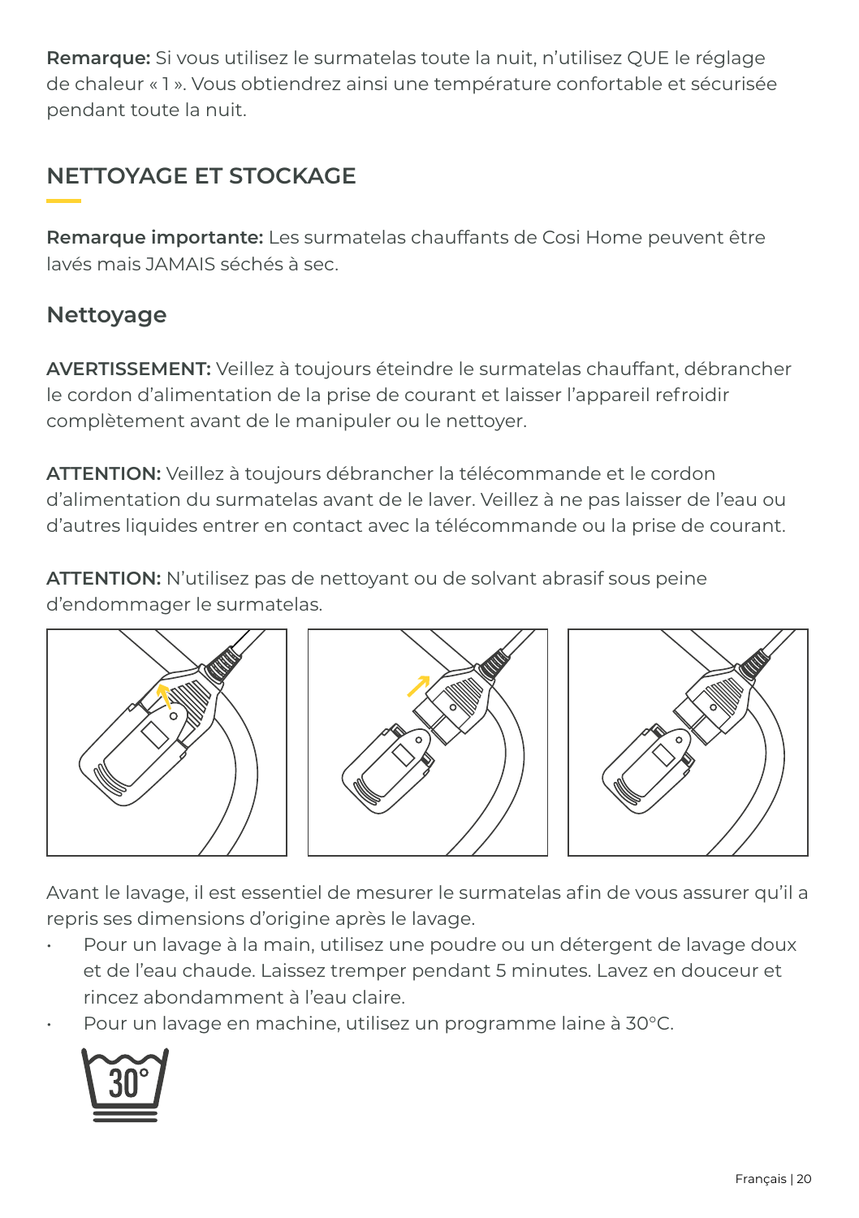**Remarque:** Si vous utilisez le surmatelas toute la nuit, n'utilisez QUE le réglage de chaleur « 1 ». Vous obtiendrez ainsi une température confortable et sécurisée pendant toute la nuit.

## NETTOYAGE ET STOCKAGE

**Remarque importante:** Les surmatelas chauffants de Cosi Home peuvent être lavés mais JAMAIS séchés à sec.

### Nettoyage

**AVERTISSEMENT:** Veillez à toujours éteindre le surmatelas chauffant, débrancher le cordon d'alimentation de la prise de courant et laisser l'appareil refroidir complètement avant de le manipuler ou le nettoyer.

**ATTENTION:** Veillez à toujours débrancher la télécommande et le cordon d'alimentation du surmatelas avant de le laver. Veillez à ne pas laisser de l'eau ou d'autres liquides entrer en contact avec la télécommande ou la prise de courant.

**ATTENTION:** N'utilisez pas de nettoyant ou de solvant abrasif sous peine d'endommager le surmatelas.

Avant le lavage, il est essentiel de mesurer le surmatelas afin de vous assurer qu'il a repris ses dimensions d'origine après le lavage.

- Pour un lavage à la main, utilisez une poudre ou un détergent de lavage doux et de l'eau chaude. Laissez tremper pendant 5 minutes. Lavez en douceur et rincez abondamment à l'eau claire.
- Pour un lavage en machine, utilisez un programme laine à 30°C.

30°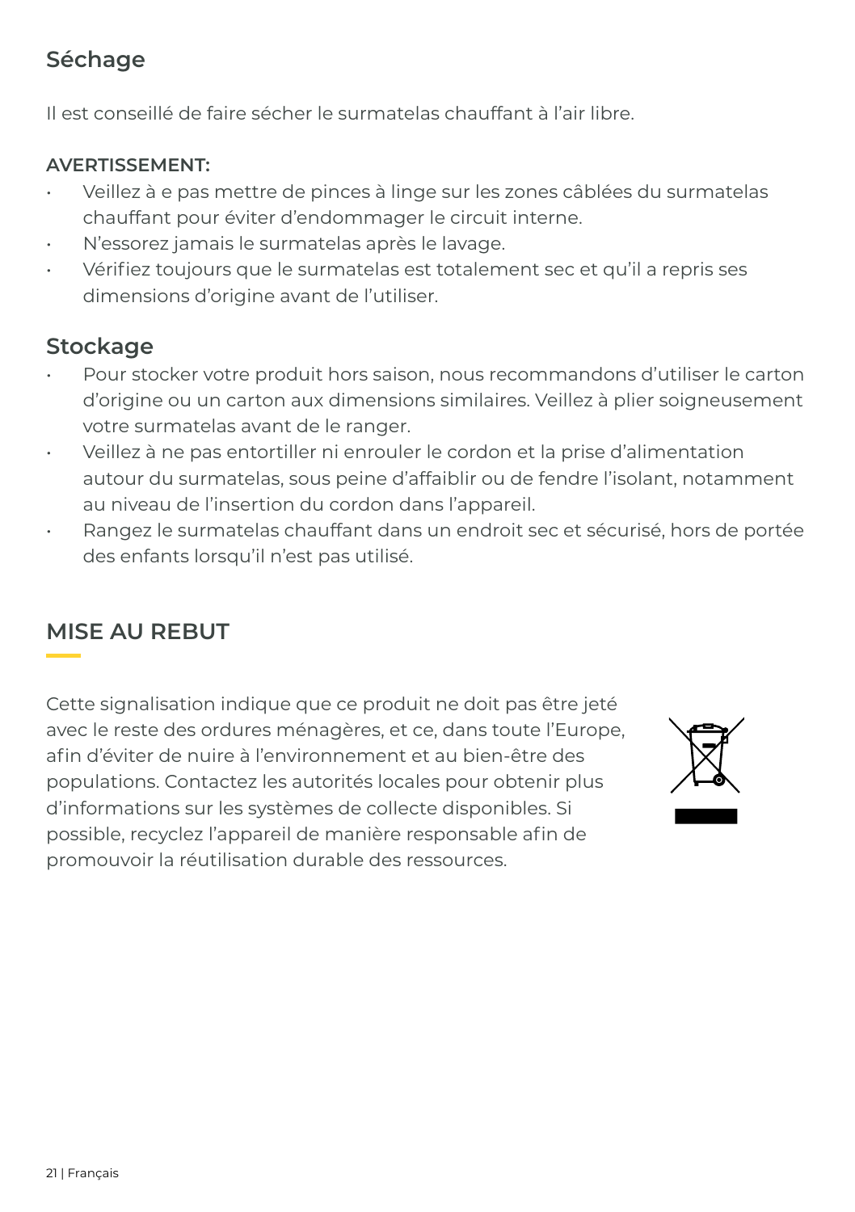## Séchage

Il est conseillé de faire sécher le surmatelas chauffant à l'air libre.

**AVERTISSEMENT:**

- Veillez à e pas mettre de pinces à linge sur les zones câblées du surmatelas chauffant pour éviter d'endommager le circuit interne.
- N'essorez jamais le surmatelas après le lavage.
- Vérifiez toujours que le surmatelas est totalement sec et qu'il a repris ses dimensions d'origine avant de l'utiliser.

## Stockage

- Pour stocker votre produit hors saison, nous recommandons d'utiliser le carton d'origine ou un carton aux dimensions similaires. Veillez à plier soigneusement votre surmatelas avant de le ranger.
- Veillez à ne pas entortiller ni enrouler le cordon et la prise d'alimentation autour du surmatelas, sous peine d'affaiblir ou de fendre l'isolant, notamment au niveau de l'insertion du cordon dans l'appareil.
- Rangez le surmatelas chauffant dans un endroit sec et sécurisé, hors de portée des enfants lorsqu'il n'est pas utilisé.

# MISE AU REBUT

Cette signalisation indique que ce produit ne doit pas être jeté avec le reste des ordures ménagères, et ce, dans toute l'Europe, afin d'éviter de nuire à l'environnement et au bien-être des populations. Contactez les autorités locales pour obtenir plus d'informations sur les systèmes de collecte disponibles. Si possible, recyclez l'appareil de manière responsable afin de promouvoir la réutilisation durable des ressources.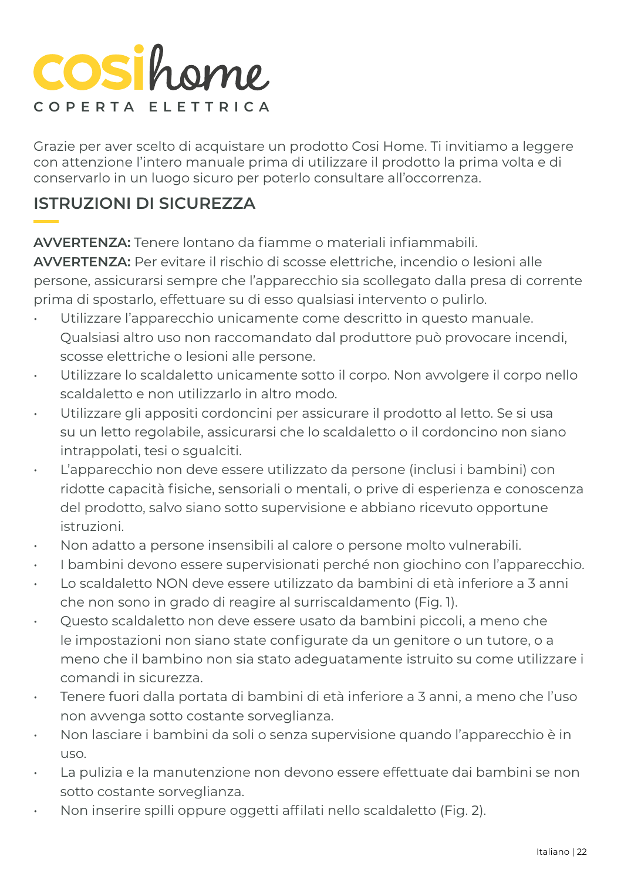# cosihome

COPERTA ELETTRICA

Grazie per aver scelto di acquistare un prodotto Cosi Home. Ti invitiamo a leggere con attenzione l'intero manuale prima di utilizzare il prodotto la prima volta e di conservarlo in un luogo sicuro per poterlo consultare all'occorrenza.

## ISTRUZIONI DI SICUREZZA

**AVVERTENZA:** Tenere lontano da fiamme o materiali infiammabili.

**AVVERTENZA:** Per evitare il rischio di scosse elettriche, incendio o lesioni alle persone, assicurarsi sempre che l'apparecchio sia scollegato dalla presa di corrente prima di spostarlo, effettuare su di esso qualsiasi intervento o pulirlo.

- Utilizzare l'apparecchio unicamente come descritto in questo manuale. Qualsiasi altro uso non raccomandato dal produttore può provocare incendi, scosse elettriche o lesioni alle persone.
- Utilizzare lo scaldaletto unicamente sotto il corpo. Non avvolgere il corpo nello scaldaletto e non utilizzarlo in altro modo.
- Utilizzare gli appositi cordoncini per assicurare il prodotto al letto. Se si usa su un letto regolabile, assicurarsi che lo scaldaletto o il cordoncino non siano intrappolati, tesi o sgualciti.
- L'apparecchio non deve essere utilizzato da persone (inclusi i bambini) con ridotte capacità fisiche, sensoriali o mentali, o prive di esperienza e conoscenza del prodotto, salvo siano sotto supervisione e abbiano ricevuto opportune istruzioni.
- Non adatto a persone insensibili al calore o persone molto vulnerabili.
- I bambini devono essere supervisionati perché non giochino con l'apparecchio.
- Lo scaldaletto NON deve essere utilizzato da bambini di età inferiore a 3 anni che non sono in grado di reagire al surriscaldamento (Fig. 1).
- Questo scaldaletto non deve essere usato da bambini piccoli, a meno che le impostazioni non siano state configurate da un genitore o un tutore, o a meno che il bambino non sia stato adeguatamente istruito su come utilizzare i comandi in sicurezza.
- Tenere fuori dalla portata di bambini di età inferiore a 3 anni, a meno che l'uso non avvenga sotto costante sorveglianza.
- Non lasciare i bambini da soli o senza supervisione quando l'apparecchio è in uso.
- La pulizia e la manutenzione non devono essere effettuate dai bambini se non sotto costante sorveglianza.
- Non inserire spilli oppure oggetti affilati nello scaldaletto (Fig. 2).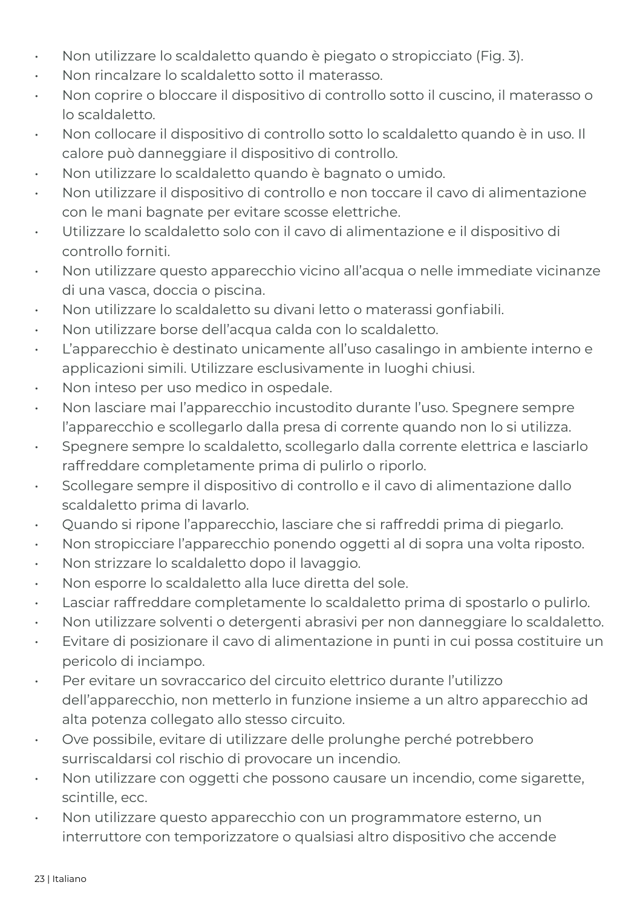- Non utilizzare lo scaldaletto quando è piegato o stropicciato (Fig. 3).
- Non rincalzare lo scaldaletto sotto il materasso.
- Non coprire o bloccare il dispositivo di controllo sotto il cuscino, il materasso o lo scaldaletto.
- Non collocare il dispositivo di controllo sotto lo scaldaletto quando è in uso. Il calore può danneggiare il dispositivo di controllo.
- Non utilizzare lo scaldaletto quando è bagnato o umido.
- Non utilizzare il dispositivo di controllo e non toccare il cavo di alimentazione con le mani bagnate per evitare scosse elettriche.
- Utilizzare lo scaldaletto solo con il cavo di alimentazione e il dispositivo di controllo forniti.
- Non utilizzare questo apparecchio vicino all'acqua o nelle immediate vicinanze di una vasca, doccia o piscina.
- Non utilizzare lo scaldaletto su divani letto o materassi gonfiabili.
- Non utilizzare borse dell'acqua calda con lo scaldaletto.
- L'apparecchio è destinato unicamente all'uso casalingo in ambiente interno e applicazioni simili. Utilizzare esclusivamente in luoghi chiusi.
- Non inteso per uso medico in ospedale.
- Non lasciare mai l'apparecchio incustodito durante l'uso. Spegnere sempre l'apparecchio e scollegarlo dalla presa di corrente quando non lo si utilizza.
- Spegnere sempre lo scaldaletto, scollegarlo dalla corrente elettrica e lasciarlo raffreddare completamente prima di pulirlo o riporlo.
- Scollegare sempre il dispositivo di controllo e il cavo di alimentazione dallo scaldaletto prima di lavarlo.
- Quando si ripone l'apparecchio, lasciare che si raffreddi prima di piegarlo.
- Non stropicciare l'apparecchio ponendo oggetti al di sopra una volta riposto.
- Non strizzare lo scaldaletto dopo il lavaggio.
- Non esporre lo scaldaletto alla luce diretta del sole.
- Lasciar raffreddare completamente lo scaldaletto prima di spostarlo o pulirlo.
- Non utilizzare solventi o detergenti abrasivi per non danneggiare lo scaldaletto.
- Evitare di posizionare il cavo di alimentazione in punti in cui possa costituire un pericolo di inciampo.
- Per evitare un sovraccarico del circuito elettrico durante l'utilizzo dell'apparecchio, non metterlo in funzione insieme a un altro apparecchio ad alta potenza collegato allo stesso circuito.
- Ove possibile, evitare di utilizzare delle prolunghe perché potrebbero surriscaldarsi col rischio di provocare un incendio.
- Non utilizzare con oggetti che possono causare un incendio, come sigarette, scintille, ecc.
- Non utilizzare questo apparecchio con un programmatore esterno, un interruttore con temporizzatore o qualsiasi altro dispositivo che accende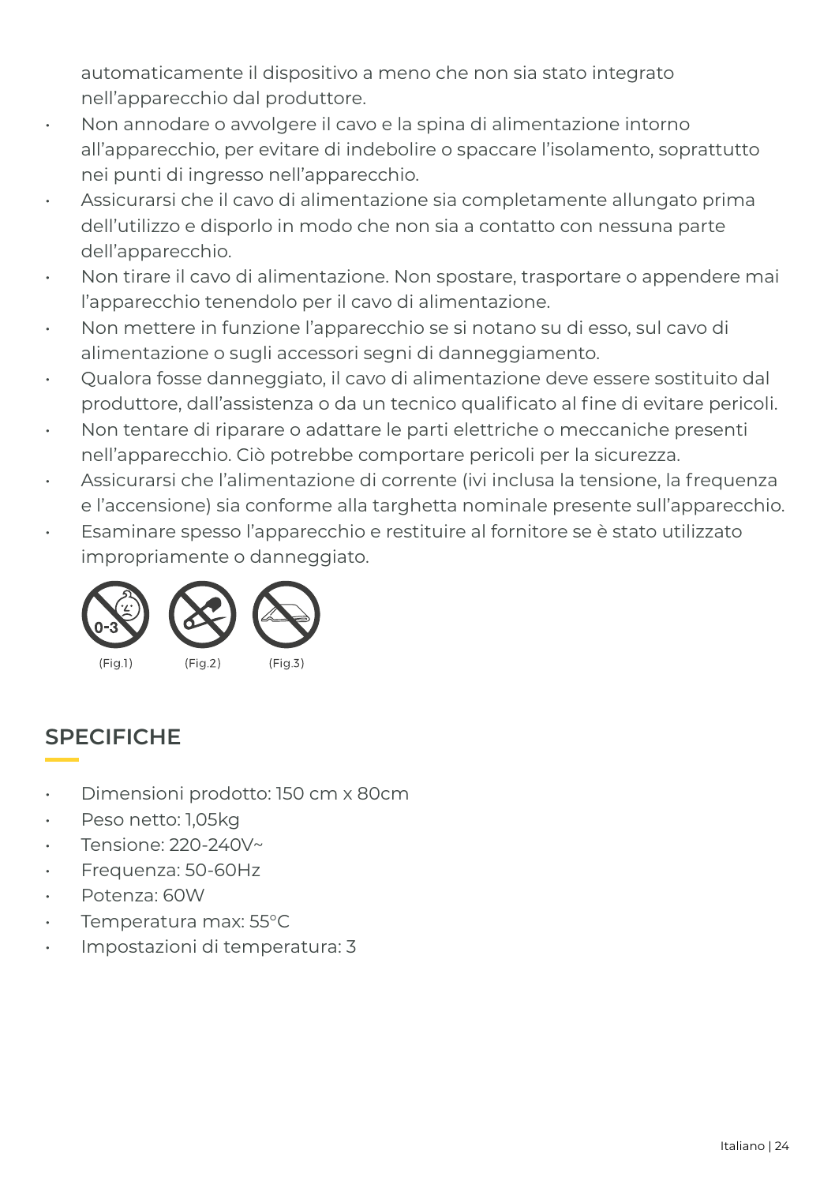automaticamente il dispositivo a meno che non sia stato integrato nell'apparecchio dal produttore.

- Non annodare o avvolgere il cavo e la spina di alimentazione intorno all'apparecchio, per evitare di indebolire o spaccare l'isolamento, soprattutto nei punti di ingresso nell'apparecchio.
- Assicurarsi che il cavo di alimentazione sia completamente allungato prima dell'utilizzo e disporlo in modo che non sia a contatto con nessuna parte dell'apparecchio.
- Non tirare il cavo di alimentazione. Non spostare, trasportare o appendere mai l'apparecchio tenendolo per il cavo di alimentazione.
- Non mettere in funzione l'apparecchio se si notano su di esso, sul cavo di alimentazione o sugli accessori segni di danneggiamento.
- Qualora fosse danneggiato, il cavo di alimentazione deve essere sostituito dal produttore, dall'assistenza o da un tecnico qualificato al fine di evitare pericoli.
- Non tentare di riparare o adattare le parti elettriche o meccaniche presenti nell'apparecchio. Ciò potrebbe comportare pericoli per la sicurezza.
- Assicurarsi che l'alimentazione di corrente (ivi inclusa la tensione, la frequenza e l'accensione) sia conforme alla targhetta nominale presente sull'apparecchio.
- Esaminare spesso l'apparecchio e restituire al fornitore se è stato utilizzato impropriamente o danneggiato.

(Fig.1) (Fig.2) (Fig.3)

## SPECIFICHE

- Dimensioni prodotto: 150 cm x 80cm
- Peso netto: 1,05kg
- Tensione: 220-240V~
- Frequenza: 50-60Hz
- Potenza: 60W
- Temperatura max: 55°C
- Impostazioni di temperatura: 3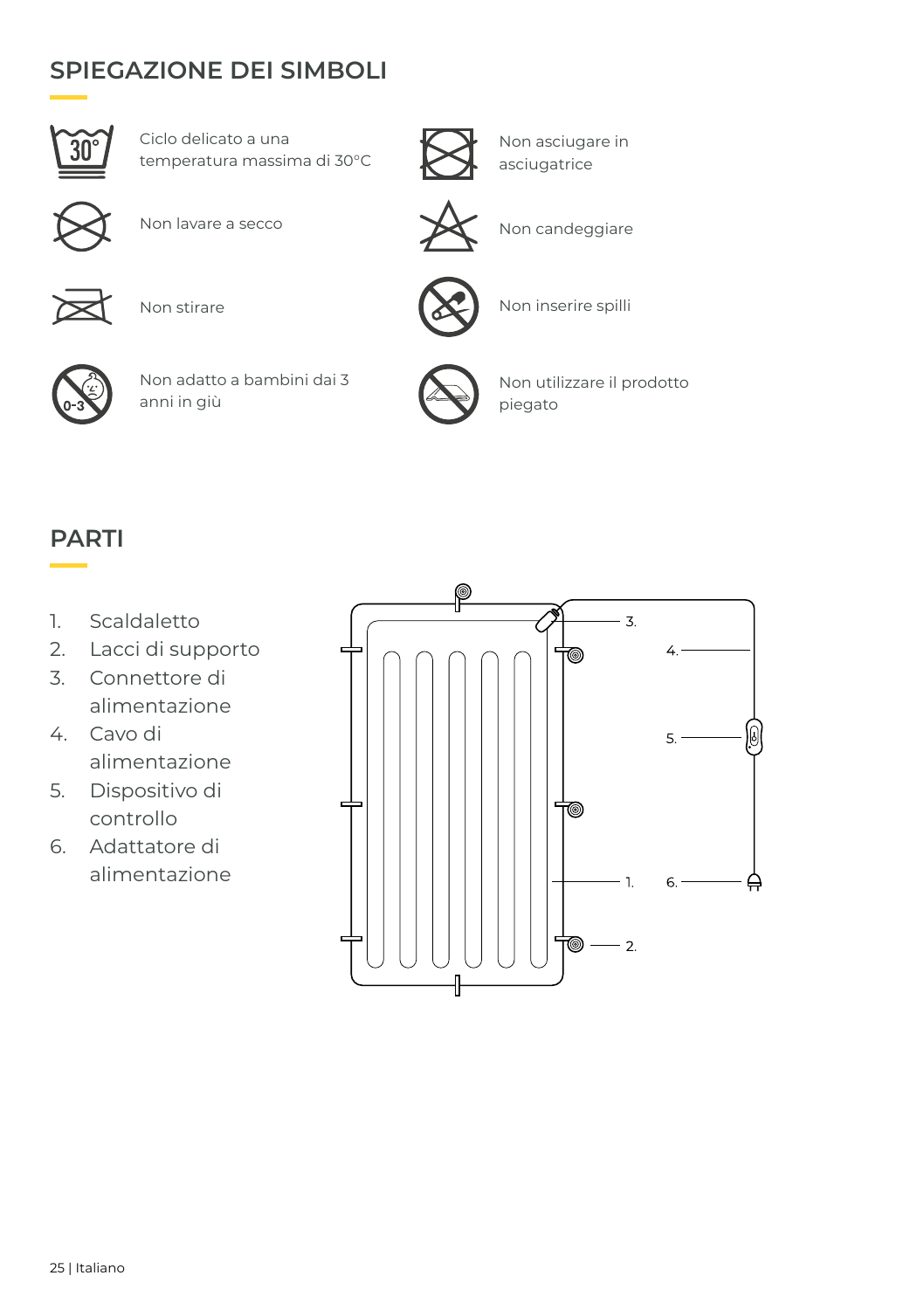## SPIEGAZIONE DEI SIMBOLI

| Simbolo | Significato | Simbolo | Significato |
|---|---|---|---|
| 30° | Ciclo delicato a una temperatura massima di 30°C | | Non asciugare in asciugatrice |
| | Non lavare a secco | | Non candeggiare |
| | Non stirare | | Non inserire spilli |
| 0-3 | Non adatto a bambini dai 3 anni in giù | | Non utilizzare il prodotto piegato |

## PARTI

1. Scaldaletto
2. Lacci di supporto
3. Connettore di alimentazione
4. Cavo di alimentazione
5. Dispositivo di controllo
6. Adattatore di alimentazione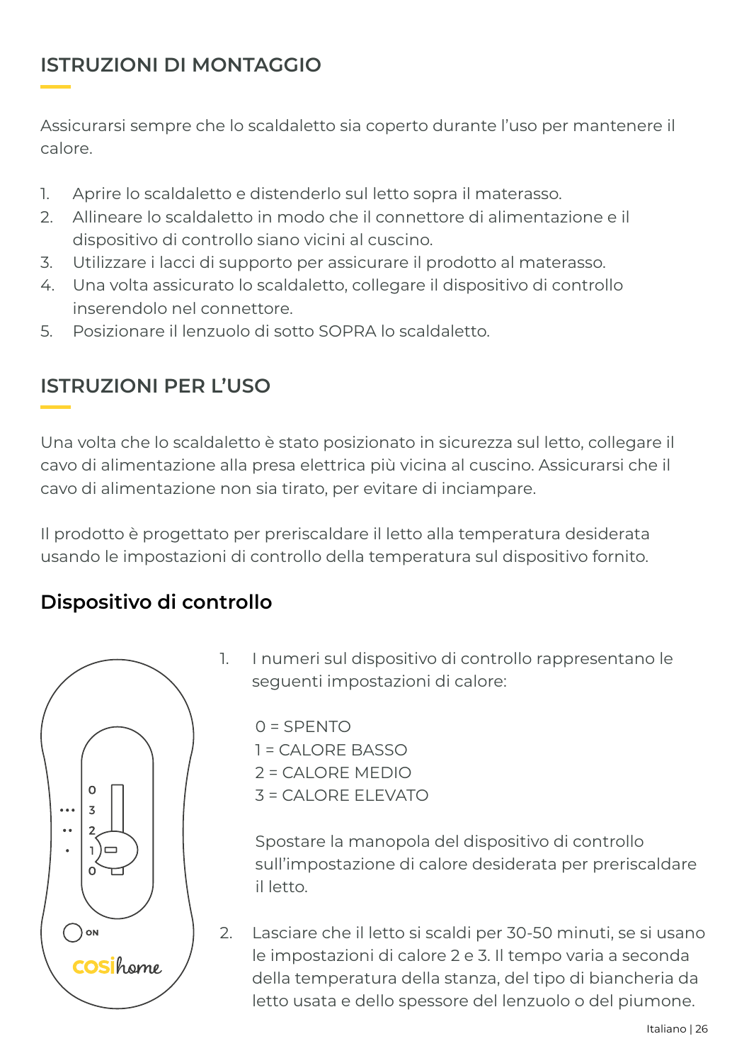## ISTRUZIONI DI MONTAGGIO

Assicurarsi sempre che lo scaldaletto sia coperto durante l'uso per mantenere il calore.

1. Aprire lo scaldaletto e distenderlo sul letto sopra il materasso.
2. Allineare lo scaldaletto in modo che il connettore di alimentazione e il dispositivo di controllo siano vicini al cuscino.
3. Utilizzare i lacci di supporto per assicurare il prodotto al materasso.
4. Una volta assicurato lo scaldaletto, collegare il dispositivo di controllo inserendolo nel connettore.
5. Posizionare il lenzuolo di sotto SOPRA lo scaldaletto.

## ISTRUZIONI PER L'USO

Una volta che lo scaldaletto è stato posizionato in sicurezza sul letto, collegare il cavo di alimentazione alla presa elettrica più vicina al cuscino. Assicurarsi che il cavo di alimentazione non sia tirato, per evitare di inciampare.

Il prodotto è progettato per preriscaldare il letto alla temperatura desiderata usando le impostazioni di controllo della temperatura sul dispositivo fornito.

### Dispositivo di controllo

0
3
2
1
0
ON
cosihome

1. I numeri sul dispositivo di controllo rappresentano le seguenti impostazioni di calore:

   0 = SPENTO
   1 = CALORE BASSO
   2 = CALORE MEDIO
   3 = CALORE ELEVATO

   Spostare la manopola del dispositivo di controllo sull'impostazione di calore desiderata per preriscaldare il letto.

2. Lasciare che il letto si scaldi per 30-50 minuti, se si usano le impostazioni di calore 2 e 3. Il tempo varia a seconda della temperatura della stanza, del tipo di biancheria da letto usata e dello spessore del lenzuolo o del piumone.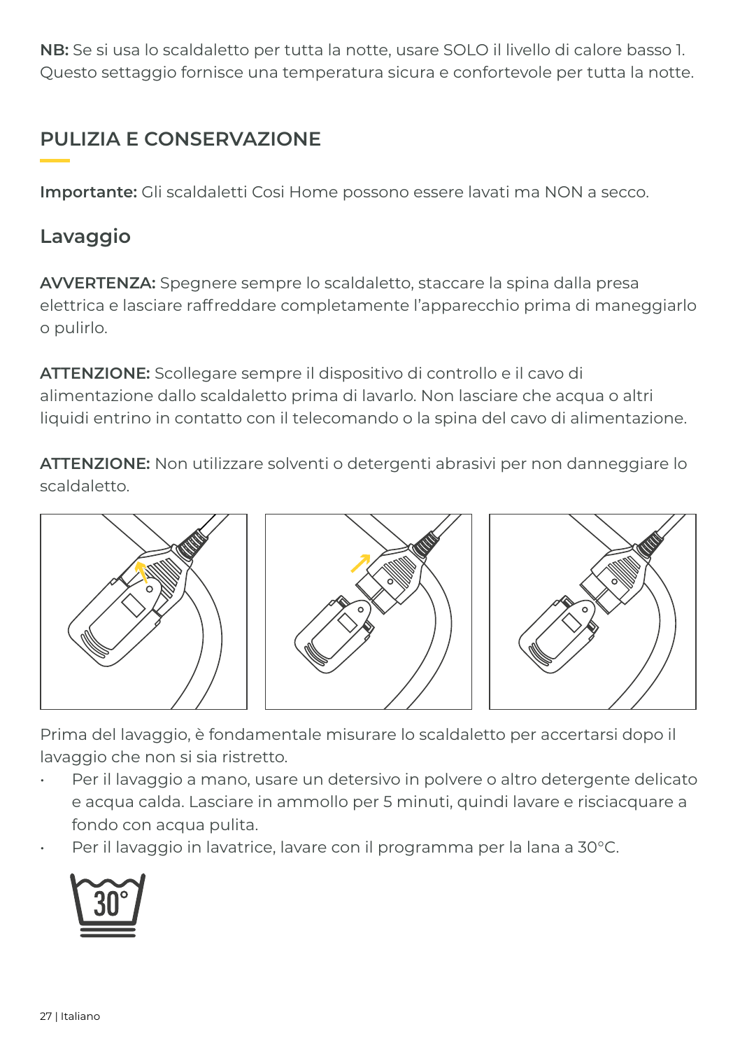**NB:** Se si usa lo scaldaletto per tutta la notte, usare SOLO il livello di calore basso 1. Questo settaggio fornisce una temperatura sicura e confortevole per tutta la notte.

## PULIZIA E CONSERVAZIONE

**Importante:** Gli scaldaletti Cosi Home possono essere lavati ma NON a secco.

### Lavaggio

**AVVERTENZA:** Spegnere sempre lo scaldaletto, staccare la spina dalla presa elettrica e lasciare raffreddare completamente l'apparecchio prima di maneggiarlo o pulirlo.

**ATTENZIONE:** Scollegare sempre il dispositivo di controllo e il cavo di alimentazione dallo scaldaletto prima di lavarlo. Non lasciare che acqua o altri liquidi entrino in contatto con il telecomando o la spina del cavo di alimentazione.

**ATTENZIONE:** Non utilizzare solventi o detergenti abrasivi per non danneggiare lo scaldaletto.

Prima del lavaggio, è fondamentale misurare lo scaldaletto per accertarsi dopo il lavaggio che non si sia ristretto.

- Per il lavaggio a mano, usare un detersivo in polvere o altro detergente delicato e acqua calda. Lasciare in ammollo per 5 minuti, quindi lavare e risciacquare a fondo con acqua pulita.
- Per il lavaggio in lavatrice, lavare con il programma per la lana a 30°C.

30°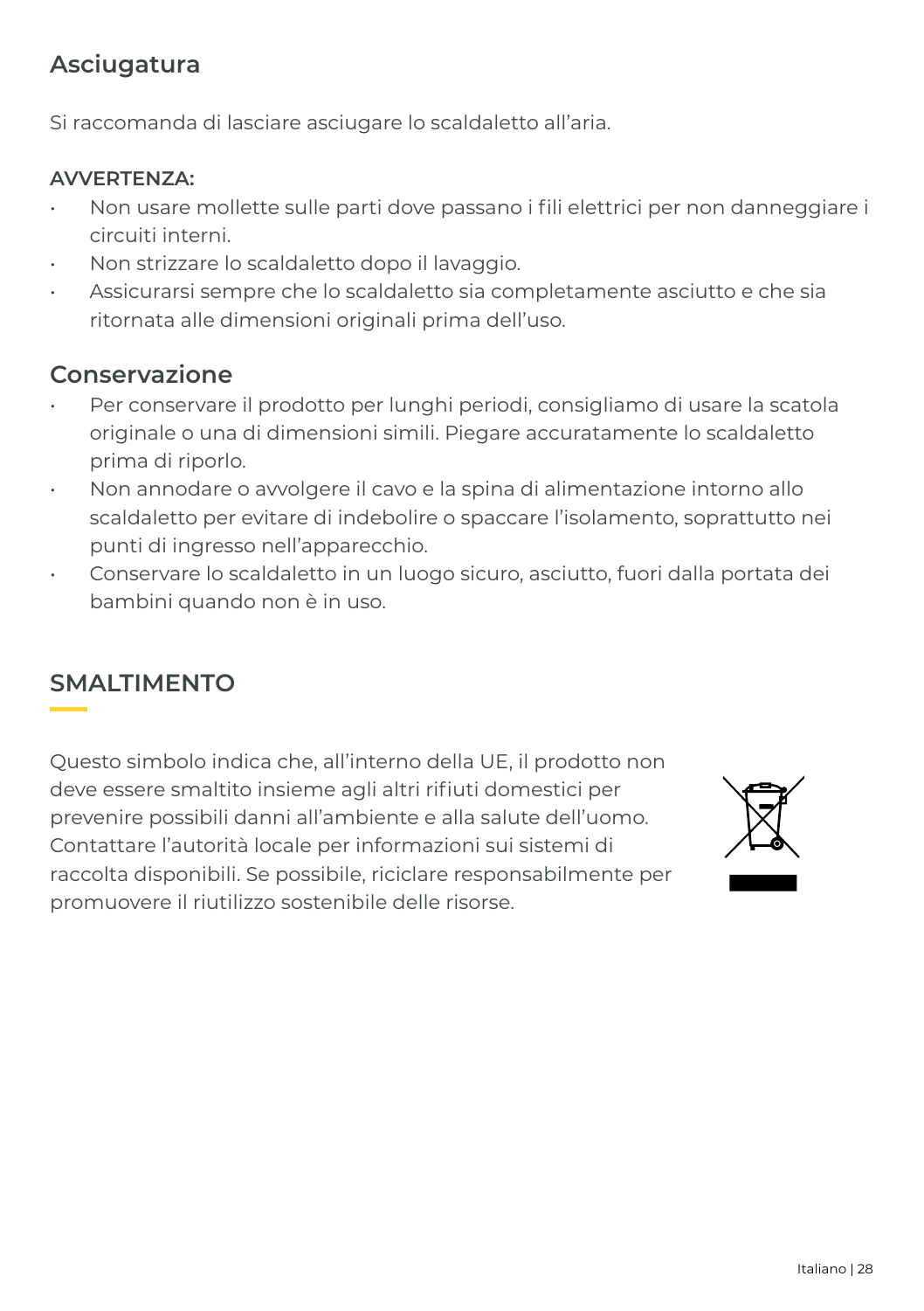## Asciugatura

Si raccomanda di lasciare asciugare lo scaldaletto all'aria.

**AVVERTENZA:**

- Non usare mollette sulle parti dove passano i fili elettrici per non danneggiare i circuiti interni.
- Non strizzare lo scaldaletto dopo il lavaggio.
- Assicurarsi sempre che lo scaldaletto sia completamente asciutto e che sia ritornata alle dimensioni originali prima dell'uso.

## Conservazione

- Per conservare il prodotto per lunghi periodi, consigliamo di usare la scatola originale o una di dimensioni simili. Piegare accuratamente lo scaldaletto prima di riporlo.
- Non annodare o avvolgere il cavo e la spina di alimentazione intorno allo scaldaletto per evitare di indebolire o spaccare l'isolamento, soprattutto nei punti di ingresso nell'apparecchio.
- Conservare lo scaldaletto in un luogo sicuro, asciutto, fuori dalla portata dei bambini quando non è in uso.

## SMALTIMENTO

Questo simbolo indica che, all'interno della UE, il prodotto non deve essere smaltito insieme agli altri rifiuti domestici per prevenire possibili danni all'ambiente e alla salute dell'uomo. Contattare l'autorità locale per informazioni sui sistemi di raccolta disponibili. Se possibile, riciclare responsabilmente per promuovere il riutilizzo sostenibile delle risorse.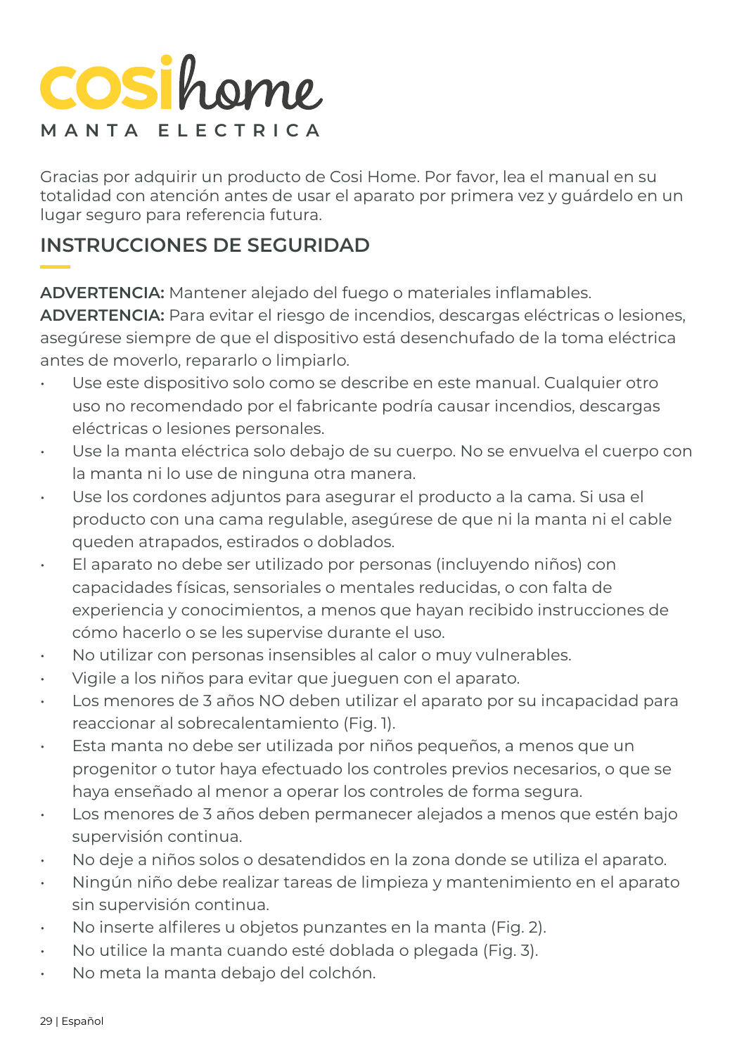# cosihome

MANTA ELECTRICA

Gracias por adquirir un producto de Cosi Home. Por favor, lea el manual en su totalidad con atención antes de usar el aparato por primera vez y guárdelo en un lugar seguro para referencia futura.

## INSTRUCCIONES DE SEGURIDAD

**ADVERTENCIA:** Mantener alejado del fuego o materiales inflamables.
**ADVERTENCIA:** Para evitar el riesgo de incendios, descargas eléctricas o lesiones, asegúrese siempre de que el dispositivo está desenchufado de la toma eléctrica antes de moverlo, repararlo o limpiarlo.

- Use este dispositivo solo como se describe en este manual. Cualquier otro uso no recomendado por el fabricante podría causar incendios, descargas eléctricas o lesiones personales.
- Use la manta eléctrica solo debajo de su cuerpo. No se envuelva el cuerpo con la manta ni lo use de ninguna otra manera.
- Use los cordones adjuntos para asegurar el producto a la cama. Si usa el producto con una cama regulable, asegúrese de que ni la manta ni el cable queden atrapados, estirados o doblados.
- El aparato no debe ser utilizado por personas (incluyendo niños) con capacidades físicas, sensoriales o mentales reducidas, o con falta de experiencia y conocimientos, a menos que hayan recibido instrucciones de cómo hacerlo o se les supervise durante el uso.
- No utilizar con personas insensibles al calor o muy vulnerables.
- Vigile a los niños para evitar que jueguen con el aparato.
- Los menores de 3 años NO deben utilizar el aparato por su incapacidad para reaccionar al sobrecalentamiento (Fig. 1).
- Esta manta no debe ser utilizada por niños pequeños, a menos que un progenitor o tutor haya efectuado los controles previos necesarios, o que se haya enseñado al menor a operar los controles de forma segura.
- Los menores de 3 años deben permanecer alejados a menos que estén bajo supervisión continua.
- No deje a niños solos o desatendidos en la zona donde se utiliza el aparato.
- Ningún niño debe realizar tareas de limpieza y mantenimiento en el aparato sin supervisión continua.
- No inserte alfileres u objetos punzantes en la manta (Fig. 2).
- No utilice la manta cuando esté doblada o plegada (Fig. 3).
- No meta la manta debajo del colchón.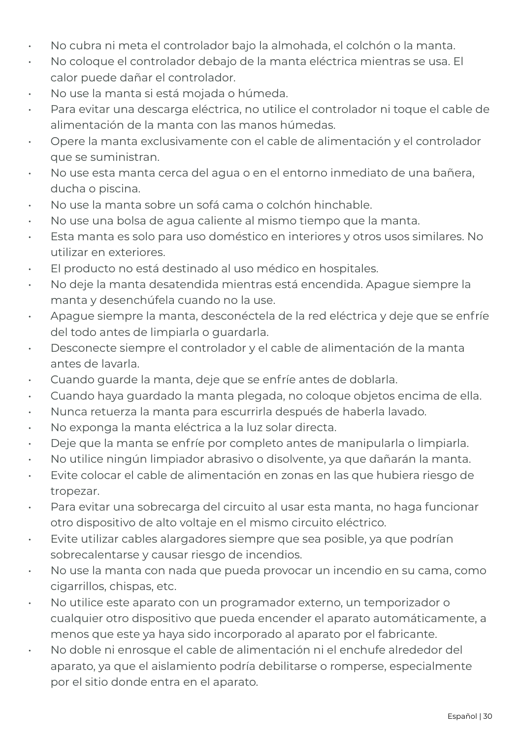- No cubra ni meta el controlador bajo la almohada, el colchón o la manta.
- No coloque el controlador debajo de la manta eléctrica mientras se usa. El calor puede dañar el controlador.
- No use la manta si está mojada o húmeda.
- Para evitar una descarga eléctrica, no utilice el controlador ni toque el cable de alimentación de la manta con las manos húmedas.
- Opere la manta exclusivamente con el cable de alimentación y el controlador que se suministran.
- No use esta manta cerca del agua o en el entorno inmediato de una bañera, ducha o piscina.
- No use la manta sobre un sofá cama o colchón hinchable.
- No use una bolsa de agua caliente al mismo tiempo que la manta.
- Esta manta es solo para uso doméstico en interiores y otros usos similares. No utilizar en exteriores.
- El producto no está destinado al uso médico en hospitales.
- No deje la manta desatendida mientras está encendida. Apague siempre la manta y desenchúfela cuando no la use.
- Apague siempre la manta, desconéctela de la red eléctrica y deje que se enfríe del todo antes de limpiarla o guardarla.
- Desconecte siempre el controlador y el cable de alimentación de la manta antes de lavarla.
- Cuando guarde la manta, deje que se enfríe antes de doblarla.
- Cuando haya guardado la manta plegada, no coloque objetos encima de ella.
- Nunca retuerza la manta para escurrirla después de haberla lavado.
- No exponga la manta eléctrica a la luz solar directa.
- Deje que la manta se enfríe por completo antes de manipularla o limpiarla.
- No utilice ningún limpiador abrasivo o disolvente, ya que dañarán la manta.
- Evite colocar el cable de alimentación en zonas en las que hubiera riesgo de tropezar.
- Para evitar una sobrecarga del circuito al usar esta manta, no haga funcionar otro dispositivo de alto voltaje en el mismo circuito eléctrico.
- Evite utilizar cables alargadores siempre que sea posible, ya que podrían sobrecalentarse y causar riesgo de incendios.
- No use la manta con nada que pueda provocar un incendio en su cama, como cigarrillos, chispas, etc.
- No utilice este aparato con un programador externo, un temporizador o cualquier otro dispositivo que pueda encender el aparato automáticamente, a menos que este ya haya sido incorporado al aparato por el fabricante.
- No doble ni enrosque el cable de alimentación ni el enchufe alrededor del aparato, ya que el aislamiento podría debilitarse o romperse, especialmente por el sitio donde entra en el aparato.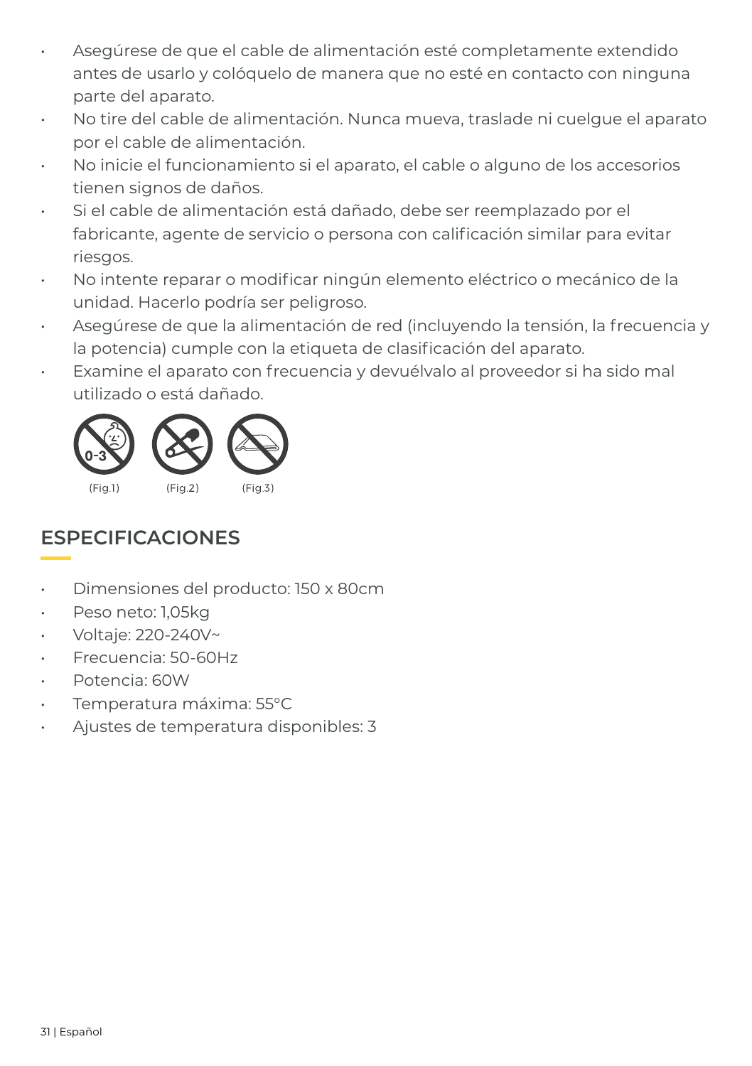- Asegúrese de que el cable de alimentación esté completamente extendido antes de usarlo y colóquelo de manera que no esté en contacto con ninguna parte del aparato.
- No tire del cable de alimentación. Nunca mueva, traslade ni cuelgue el aparato por el cable de alimentación.
- No inicie el funcionamiento si el aparato, el cable o alguno de los accesorios tienen signos de daños.
- Si el cable de alimentación está dañado, debe ser reemplazado por el fabricante, agente de servicio o persona con calificación similar para evitar riesgos.
- No intente reparar o modificar ningún elemento eléctrico o mecánico de la unidad. Hacerlo podría ser peligroso.
- Asegúrese de que la alimentación de red (incluyendo la tensión, la frecuencia y la potencia) cumple con la etiqueta de clasificación del aparato.
- Examine el aparato con frecuencia y devuélvalo al proveedor si ha sido mal utilizado o está dañado.

(Fig.1) (Fig.2) (Fig.3)

## ESPECIFICACIONES

- Dimensiones del producto: 150 x 80cm
- Peso neto: 1,05kg
- Voltaje: 220-240V~
- Frecuencia: 50-60Hz
- Potencia: 60W
- Temperatura máxima: 55°C
- Ajustes de temperatura disponibles: 3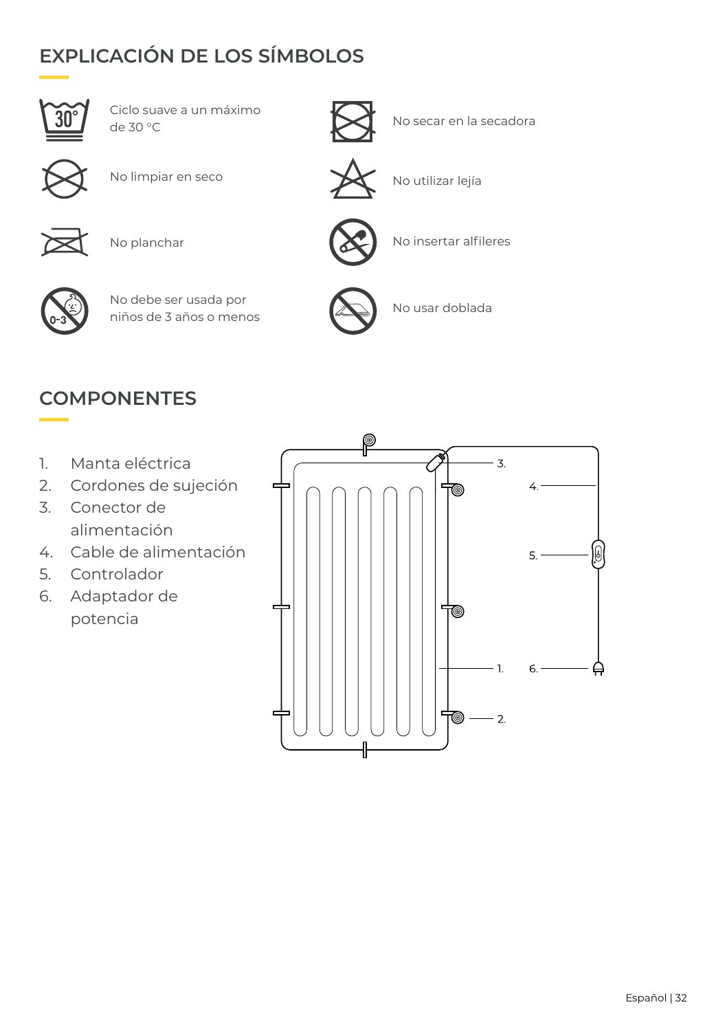## EXPLICACIÓN DE LOS SÍMBOLOS

- Ciclo suave a un máximo de 30 °C
- No secar en la secadora
- No limpiar en seco
- No utilizar lejía
- No planchar
- No insertar alfileres
- No debe ser usada por niños de 3 años o menos
- No usar doblada

## COMPONENTES

1. Manta eléctrica
2. Cordones de sujeción
3. Conector de alimentación
4. Cable de alimentación
5. Controlador
6. Adaptador de potencia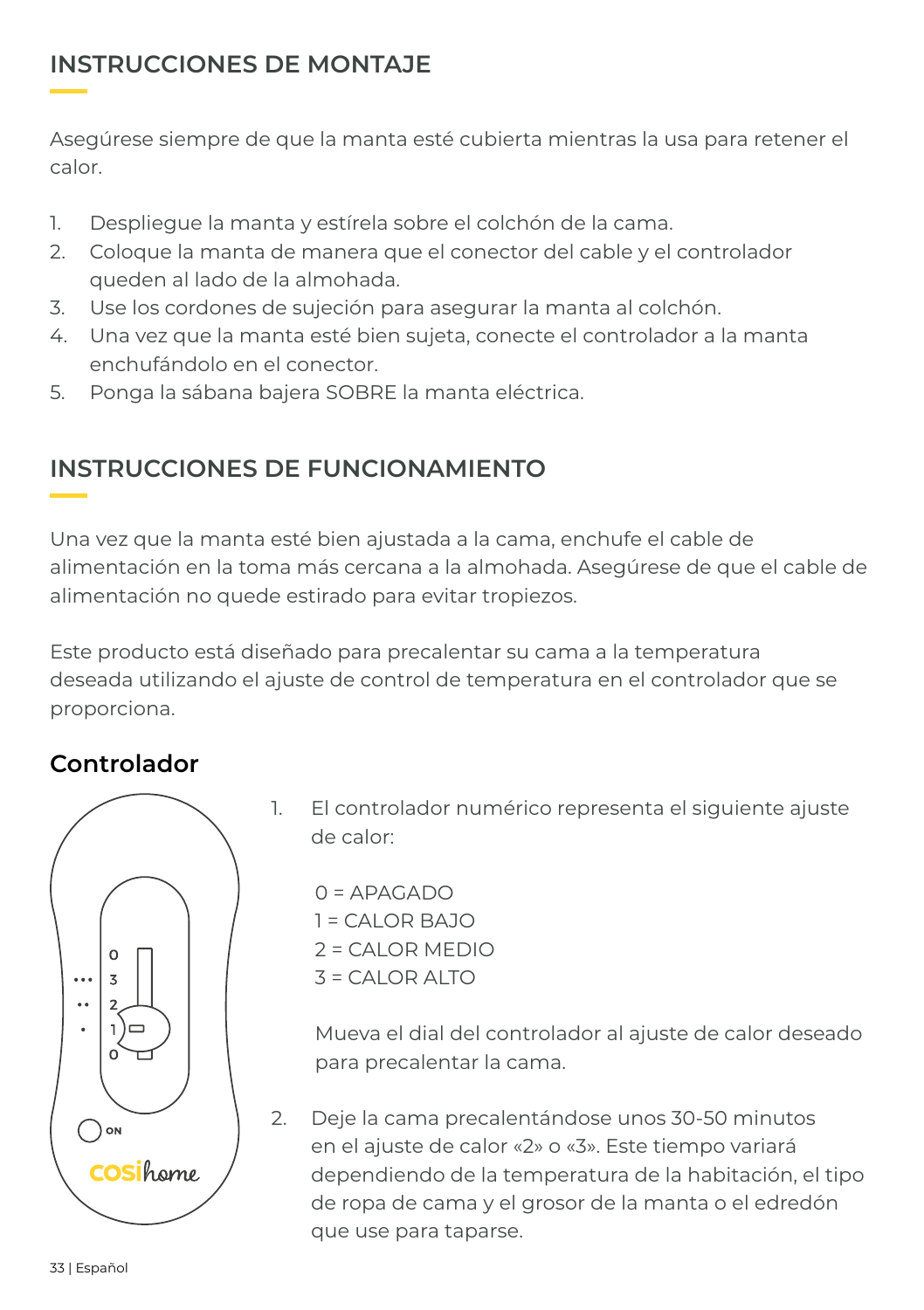## INSTRUCCIONES DE MONTAJE

Asegúrese siempre de que la manta esté cubierta mientras la usa para retener el calor.

1. Despliegue la manta y estírela sobre el colchón de la cama.
2. Coloque la manta de manera que el conector del cable y el controlador queden al lado de la almohada.
3. Use los cordones de sujeción para asegurar la manta al colchón.
4. Una vez que la manta esté bien sujeta, conecte el controlador a la manta enchufándolo en el conector.
5. Ponga la sábana bajera SOBRE la manta eléctrica.

## INSTRUCCIONES DE FUNCIONAMIENTO

Una vez que la manta esté bien ajustada a la cama, enchufe el cable de alimentación en la toma más cercana a la almohada. Asegúrese de que el cable de alimentación no quede estirado para evitar tropiezos.

Este producto está diseñado para precalentar su cama a la temperatura deseada utilizando el ajuste de control de temperatura en el controlador que se proporciona.

### Controlador

1. El controlador numérico representa el siguiente ajuste de calor:

   0 = APAGADO
   1 = CALOR BAJO
   2 = CALOR MEDIO
   3 = CALOR ALTO

   Mueva el dial del controlador al ajuste de calor deseado para precalentar la cama.

2. Deje la cama precalentándose unos 30-50 minutos en el ajuste de calor «2» o «3». Este tiempo variará dependiendo de la temperatura de la habitación, el tipo de ropa de cama y el grosor de la manta o el edredón que use para taparse.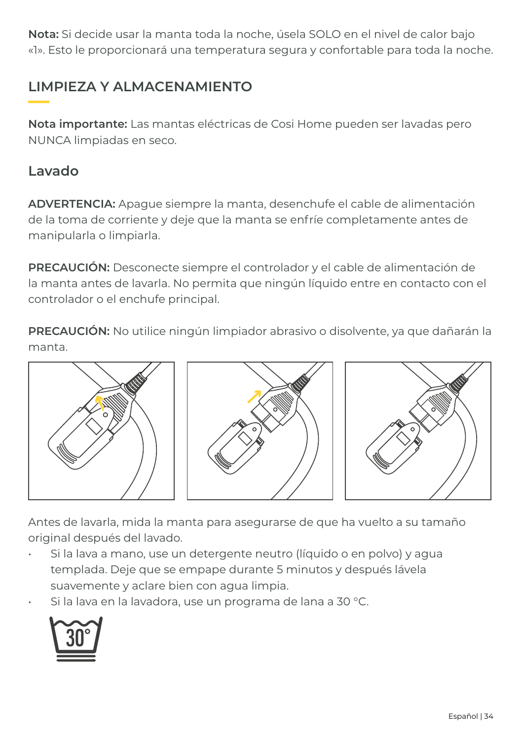**Nota:** Si decide usar la manta toda la noche, úsela SOLO en el nivel de calor bajo «1». Esto le proporcionará una temperatura segura y confortable para toda la noche.

## LIMPIEZA Y ALMACENAMIENTO

**Nota importante:** Las mantas eléctricas de Cosi Home pueden ser lavadas pero NUNCA limpiadas en seco.

### Lavado

**ADVERTENCIA:** Apague siempre la manta, desenchufe el cable de alimentación de la toma de corriente y deje que la manta se enfríe completamente antes de manipularla o limpiarla.

**PRECAUCIÓN:** Desconecte siempre el controlador y el cable de alimentación de la manta antes de lavarla. No permita que ningún líquido entre en contacto con el controlador o el enchufe principal.

**PRECAUCIÓN:** No utilice ningún limpiador abrasivo o disolvente, ya que dañarán la manta.

Antes de lavarla, mida la manta para asegurarse de que ha vuelto a su tamaño original después del lavado.

- Si la lava a mano, use un detergente neutro (líquido o en polvo) y agua templada. Deje que se empape durante 5 minutos y después lávela suavemente y aclare bien con agua limpia.
- Si la lava en la lavadora, use un programa de lana a 30 °C.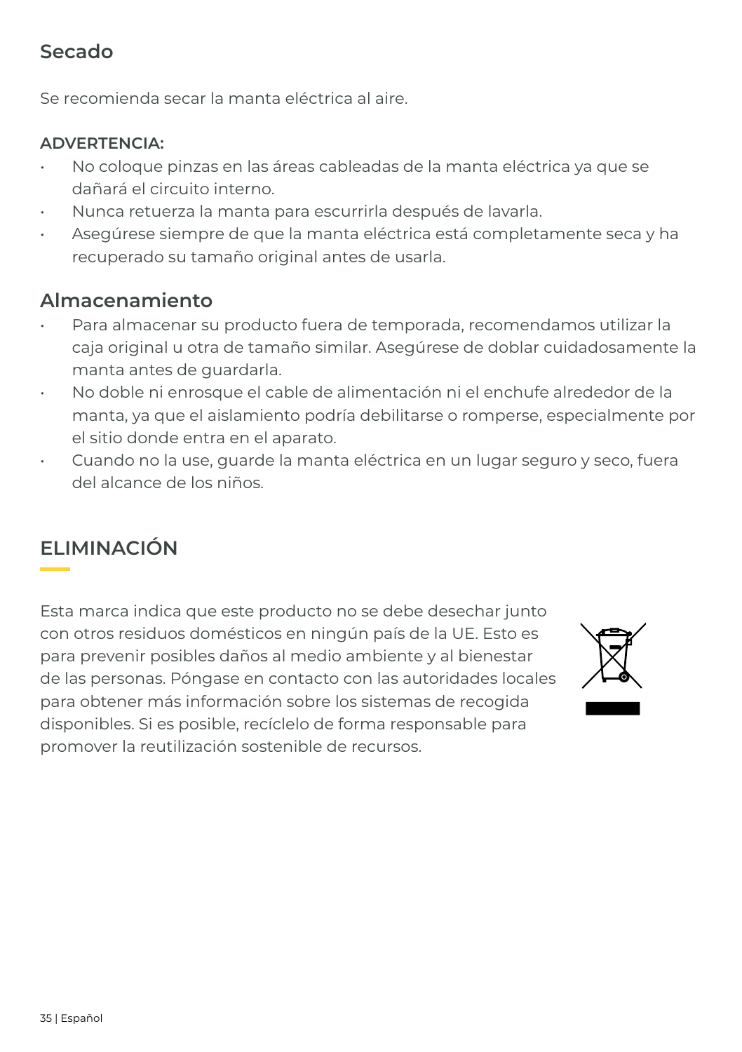## Secado

Se recomienda secar la manta eléctrica al aire.

**ADVERTENCIA:**

- No coloque pinzas en las áreas cableadas de la manta eléctrica ya que se dañará el circuito interno.
- Nunca retuerza la manta para escurrirla después de lavarla.
- Asegúrese siempre de que la manta eléctrica está completamente seca y ha recuperado su tamaño original antes de usarla.

## Almacenamiento

- Para almacenar su producto fuera de temporada, recomendamos utilizar la caja original u otra de tamaño similar. Asegúrese de doblar cuidadosamente la manta antes de guardarla.
- No doble ni enrosque el cable de alimentación ni el enchufe alrededor de la manta, ya que el aislamiento podría debilitarse o romperse, especialmente por el sitio donde entra en el aparato.
- Cuando no la use, guarde la manta eléctrica en un lugar seguro y seco, fuera del alcance de los niños.

# ELIMINACIÓN

Esta marca indica que este producto no se debe desechar junto con otros residuos domésticos en ningún país de la UE. Esto es para prevenir posibles daños al medio ambiente y al bienestar de las personas. Póngase en contacto con las autoridades locales para obtener más información sobre los sistemas de recogida disponibles. Si es posible, recíclelo de forma responsable para promover la reutilización sostenible de recursos.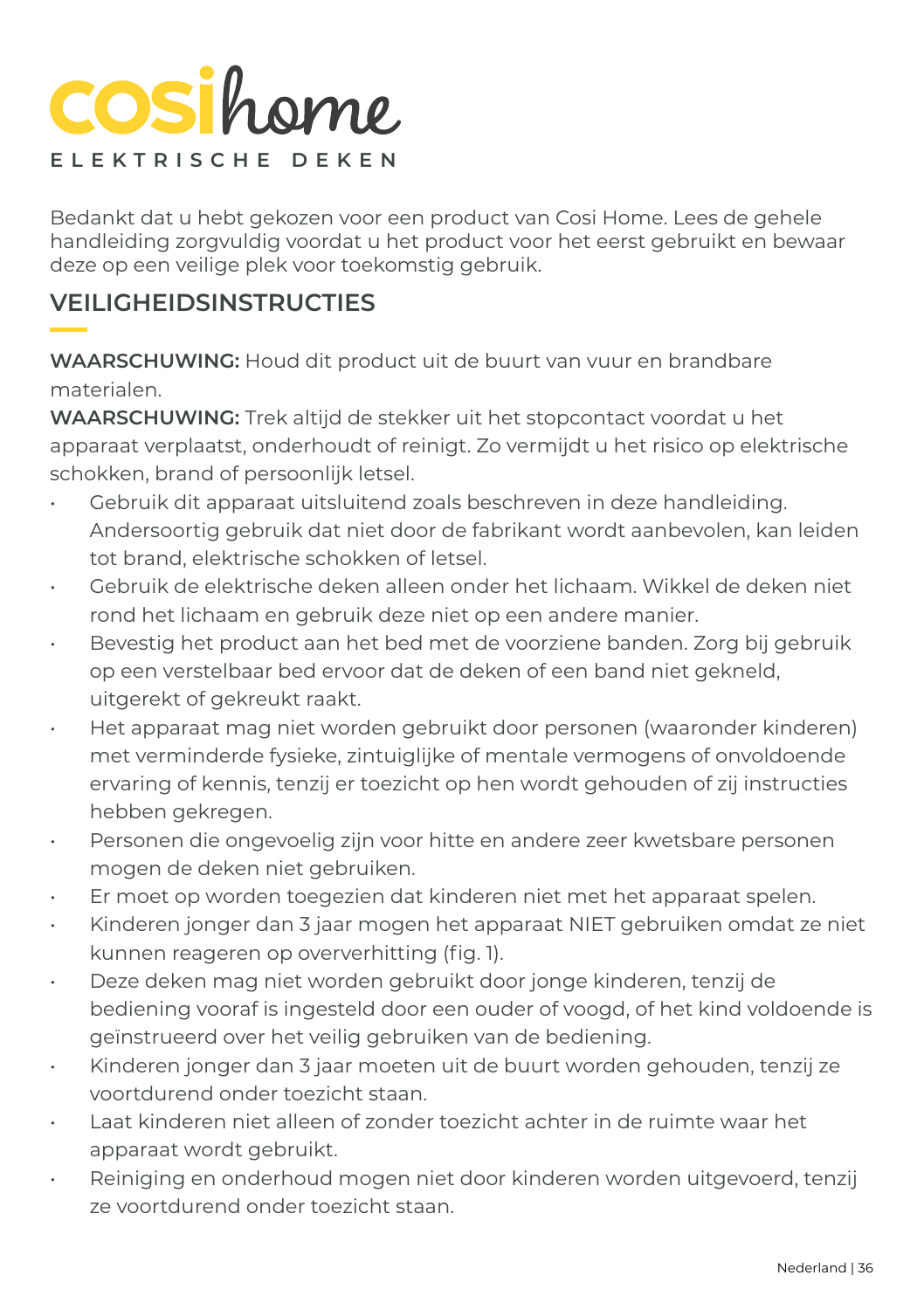# cosihome

ELEKTRISCHE DEKEN

Bedankt dat u hebt gekozen voor een product van Cosi Home. Lees de gehele handleiding zorgvuldig voordat u het product voor het eerst gebruikt en bewaar deze op een veilige plek voor toekomstig gebruik.

## VEILIGHEIDSINSTRUCTIES

**WAARSCHUWING:** Houd dit product uit de buurt van vuur en brandbare materialen.

**WAARSCHUWING:** Trek altijd de stekker uit het stopcontact voordat u het apparaat verplaatst, onderhoudt of reinigt. Zo vermijdt u het risico op elektrische schokken, brand of persoonlijk letsel.

- Gebruik dit apparaat uitsluitend zoals beschreven in deze handleiding. Andersoortig gebruik dat niet door de fabrikant wordt aanbevolen, kan leiden tot brand, elektrische schokken of letsel.
- Gebruik de elektrische deken alleen onder het lichaam. Wikkel de deken niet rond het lichaam en gebruik deze niet op een andere manier.
- Bevestig het product aan het bed met de voorziene banden. Zorg bij gebruik op een verstelbaar bed ervoor dat de deken of een band niet gekneld, uitgerekt of gekreukt raakt.
- Het apparaat mag niet worden gebruikt door personen (waaronder kinderen) met verminderde fysieke, zintuiglijke of mentale vermogens of onvoldoende ervaring of kennis, tenzij er toezicht op hen wordt gehouden of zij instructies hebben gekregen.
- Personen die ongevoelig zijn voor hitte en andere zeer kwetsbare personen mogen de deken niet gebruiken.
- Er moet op worden toegezien dat kinderen niet met het apparaat spelen.
- Kinderen jonger dan 3 jaar mogen het apparaat NIET gebruiken omdat ze niet kunnen reageren op oververhitting (fig. 1).
- Deze deken mag niet worden gebruikt door jonge kinderen, tenzij de bediening vooraf is ingesteld door een ouder of voogd, of het kind voldoende is geïnstrueerd over het veilig gebruiken van de bediening.
- Kinderen jonger dan 3 jaar moeten uit de buurt worden gehouden, tenzij ze voortdurend onder toezicht staan.
- Laat kinderen niet alleen of zonder toezicht achter in de ruimte waar het apparaat wordt gebruikt.
- Reiniging en onderhoud mogen niet door kinderen worden uitgevoerd, tenzij ze voortdurend onder toezicht staan.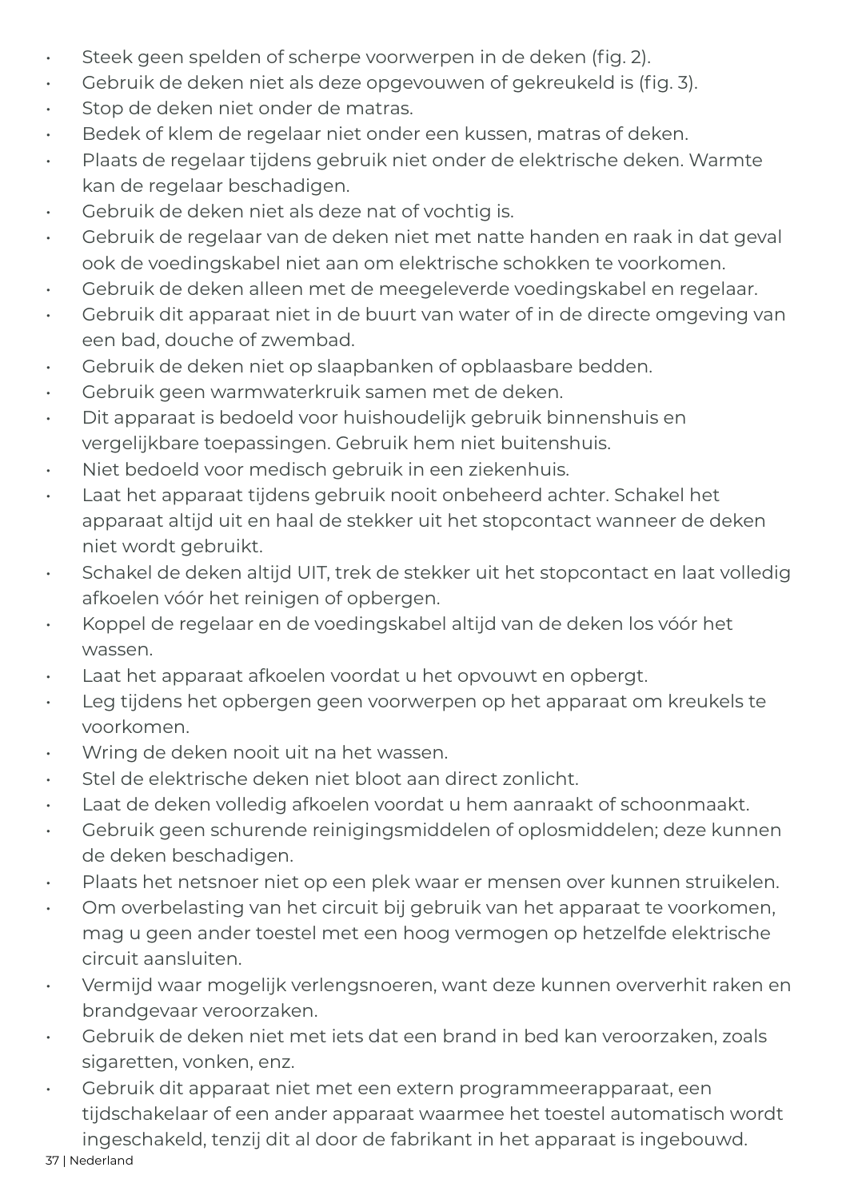- Steek geen spelden of scherpe voorwerpen in de deken (fig. 2).
- Gebruik de deken niet als deze opgevouwen of gekreukeld is (fig. 3).
- Stop de deken niet onder de matras.
- Bedek of klem de regelaar niet onder een kussen, matras of deken.
- Plaats de regelaar tijdens gebruik niet onder de elektrische deken. Warmte kan de regelaar beschadigen.
- Gebruik de deken niet als deze nat of vochtig is.
- Gebruik de regelaar van de deken niet met natte handen en raak in dat geval ook de voedingskabel niet aan om elektrische schokken te voorkomen.
- Gebruik de deken alleen met de meegeleverde voedingskabel en regelaar.
- Gebruik dit apparaat niet in de buurt van water of in de directe omgeving van een bad, douche of zwembad.
- Gebruik de deken niet op slaapbanken of opblaasbare bedden.
- Gebruik geen warmwaterkruik samen met de deken.
- Dit apparaat is bedoeld voor huishoudelijk gebruik binnenshuis en vergelijkbare toepassingen. Gebruik hem niet buitenshuis.
- Niet bedoeld voor medisch gebruik in een ziekenhuis.
- Laat het apparaat tijdens gebruik nooit onbeheerd achter. Schakel het apparaat altijd uit en haal de stekker uit het stopcontact wanneer de deken niet wordt gebruikt.
- Schakel de deken altijd UIT, trek de stekker uit het stopcontact en laat volledig afkoelen vóór het reinigen of opbergen.
- Koppel de regelaar en de voedingskabel altijd van de deken los vóór het wassen.
- Laat het apparaat afkoelen voordat u het opvouwt en opbergt.
- Leg tijdens het opbergen geen voorwerpen op het apparaat om kreukels te voorkomen.
- Wring de deken nooit uit na het wassen.
- Stel de elektrische deken niet bloot aan direct zonlicht.
- Laat de deken volledig afkoelen voordat u hem aanraakt of schoonmaakt.
- Gebruik geen schurende reinigingsmiddelen of oplosmiddelen; deze kunnen de deken beschadigen.
- Plaats het netsnoer niet op een plek waar er mensen over kunnen struikelen.
- Om overbelasting van het circuit bij gebruik van het apparaat te voorkomen, mag u geen ander toestel met een hoog vermogen op hetzelfde elektrische circuit aansluiten.
- Vermijd waar mogelijk verlengsnoeren, want deze kunnen oververhit raken en brandgevaar veroorzaken.
- Gebruik de deken niet met iets dat een brand in bed kan veroorzaken, zoals sigaretten, vonken, enz.
- Gebruik dit apparaat niet met een extern programmeerapparaat, een tijdschakelaar of een ander apparaat waarmee het toestel automatisch wordt ingeschakeld, tenzij dit al door de fabrikant in het apparaat is ingebouwd.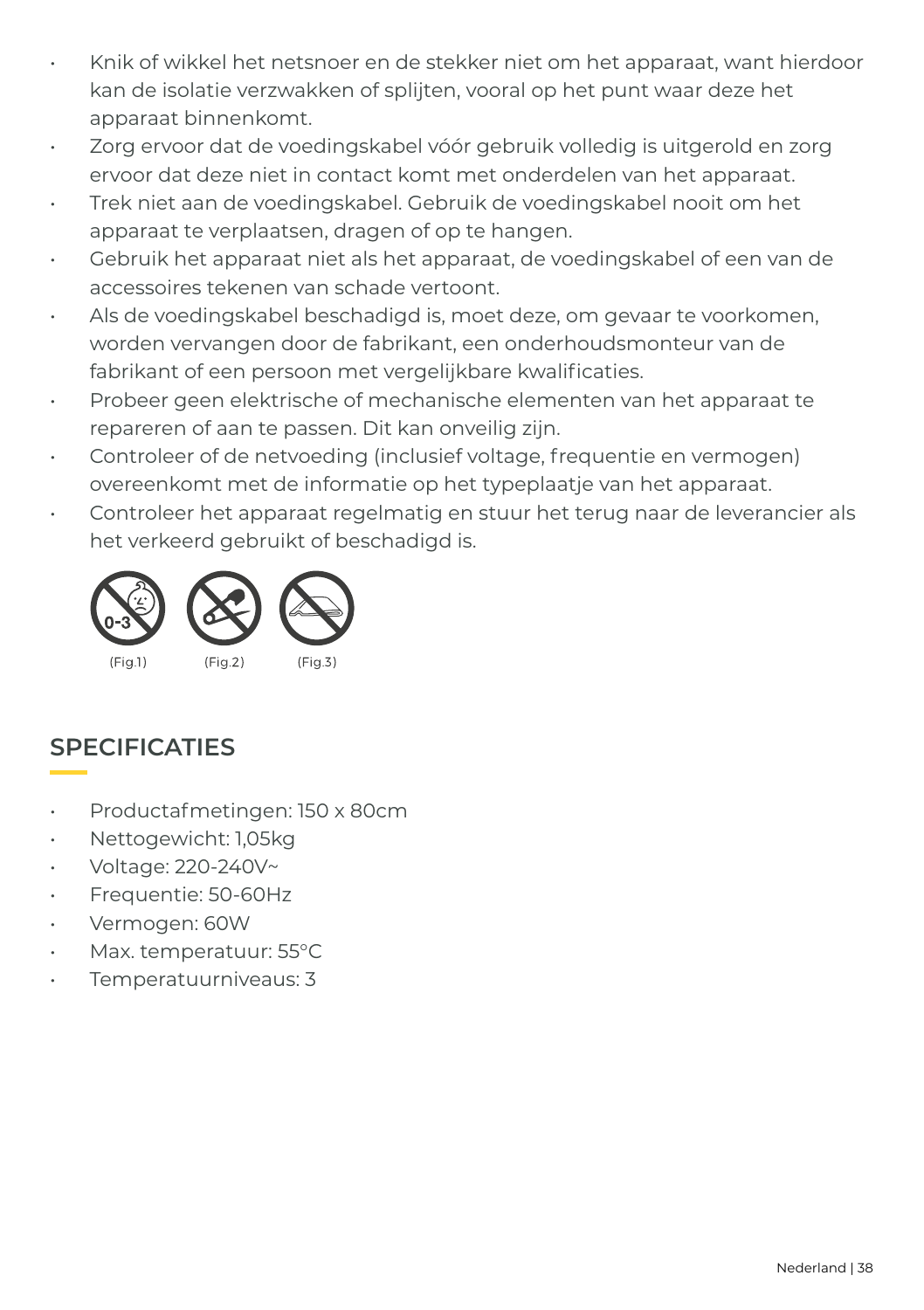- Knik of wikkel het netsnoer en de stekker niet om het apparaat, want hierdoor kan de isolatie verzwakken of splijten, vooral op het punt waar deze het apparaat binnenkomt.
- Zorg ervoor dat de voedingskabel vóór gebruik volledig is uitgerold en zorg ervoor dat deze niet in contact komt met onderdelen van het apparaat.
- Trek niet aan de voedingskabel. Gebruik de voedingskabel nooit om het apparaat te verplaatsen, dragen of op te hangen.
- Gebruik het apparaat niet als het apparaat, de voedingskabel of een van de accessoires tekenen van schade vertoont.
- Als de voedingskabel beschadigd is, moet deze, om gevaar te voorkomen, worden vervangen door de fabrikant, een onderhoudsmonteur van de fabrikant of een persoon met vergelijkbare kwalificaties.
- Probeer geen elektrische of mechanische elementen van het apparaat te repareren of aan te passen. Dit kan onveilig zijn.
- Controleer of de netvoeding (inclusief voltage, frequentie en vermogen) overeenkomt met de informatie op het typeplaatje van het apparaat.
- Controleer het apparaat regelmatig en stuur het terug naar de leverancier als het verkeerd gebruikt of beschadigd is.

(Fig.1) (Fig.2) (Fig.3)

## SPECIFICATIES

- Productafmetingen: 150 x 80cm
- Nettogewicht: 1,05kg
- Voltage: 220-240V~
- Frequentie: 50-60Hz
- Vermogen: 60W
- Max. temperatuur: 55°C
- Temperatuurniveaus: 3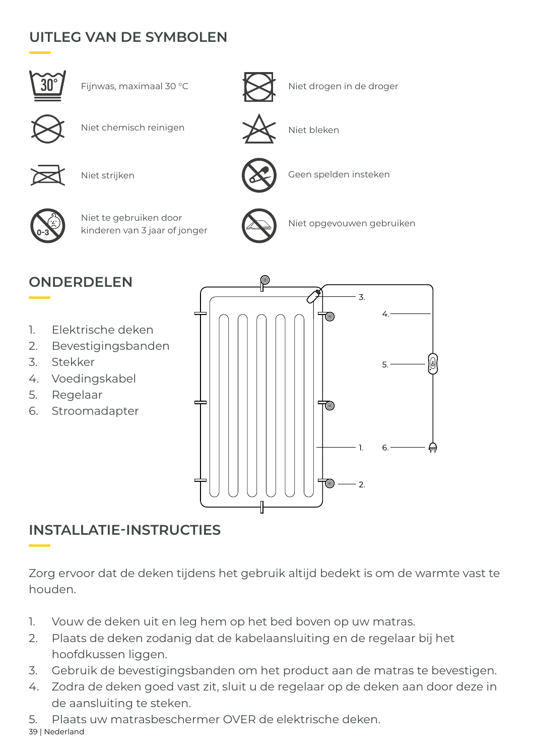## UITLEG VAN DE SYMBOLEN

- Fijnwas, maximaal 30 °C
- Niet drogen in de droger
- Niet chemisch reinigen
- Niet bleken
- Niet strijken
- Geen spelden insteken
- Niet te gebruiken door kinderen van 3 jaar of jonger
- Niet opgevouwen gebruiken

## ONDERDELEN

1. Elektrische deken
2. Bevestigingsbanden
3. Stekker
4. Voedingskabel
5. Regelaar
6. Stroomadapter

## INSTALLATIE-INSTRUCTIES

Zorg ervoor dat de deken tijdens het gebruik altijd bedekt is om de warmte vast te houden.

1. Vouw de deken uit en leg hem op het bed boven op uw matras.
2. Plaats de deken zodanig dat de kabelaansluiting en de regelaar bij het hoofdkussen liggen.
3. Gebruik de bevestigingsbanden om het product aan de matras te bevestigen.
4. Zodra de deken goed vast zit, sluit u de regelaar op de deken aan door deze in de aansluiting te steken.
5. Plaats uw matrasbeschermer OVER de elektrische deken.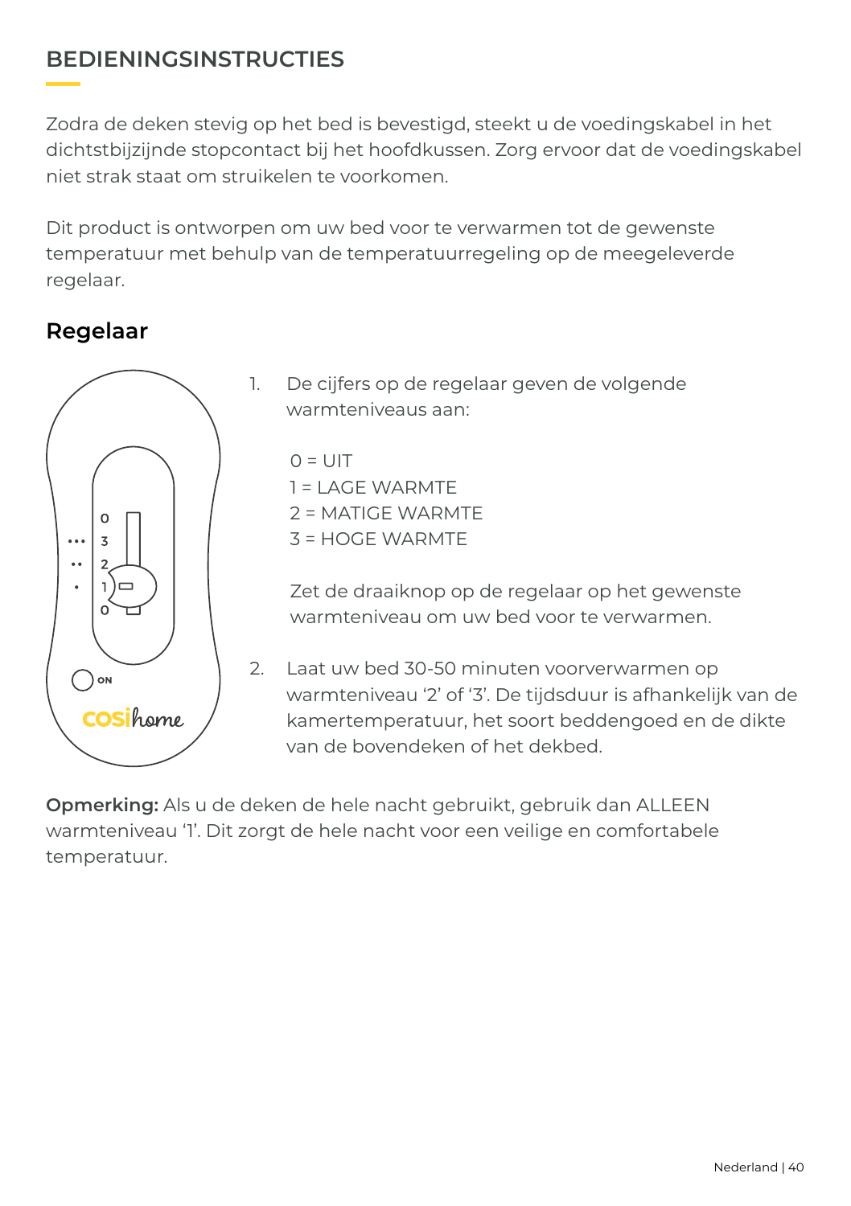## BEDIENINGSINSTRUCTIES

Zodra de deken stevig op het bed is bevestigd, steekt u de voedingskabel in het dichtstbijzijnde stopcontact bij het hoofdkussen. Zorg ervoor dat de voedingskabel niet strak staat om struikelen te voorkomen.

Dit product is ontworpen om uw bed voor te verwarmen tot de gewenste temperatuur met behulp van de temperatuurregeling op de meegeleverde regelaar.

### Regelaar

1. De cijfers op de regelaar geven de volgende warmteniveaus aan:

   0 = UIT
   1 = LAGE WARMTE
   2 = MATIGE WARMTE
   3 = HOGE WARMTE

   Zet de draaiknop op de regelaar op het gewenste warmteniveau om uw bed voor te verwarmen.

2. Laat uw bed 30-50 minuten voorverwarmen op warmteniveau '2' of '3'. De tijdsduur is afhankelijk van de kamertemperatuur, het soort beddengoed en de dikte van de bovendeken of het dekbed.

**Opmerking:** Als u de deken de hele nacht gebruikt, gebruik dan ALLEEN warmteniveau '1'. Dit zorgt de hele nacht voor een veilige en comfortabele temperatuur.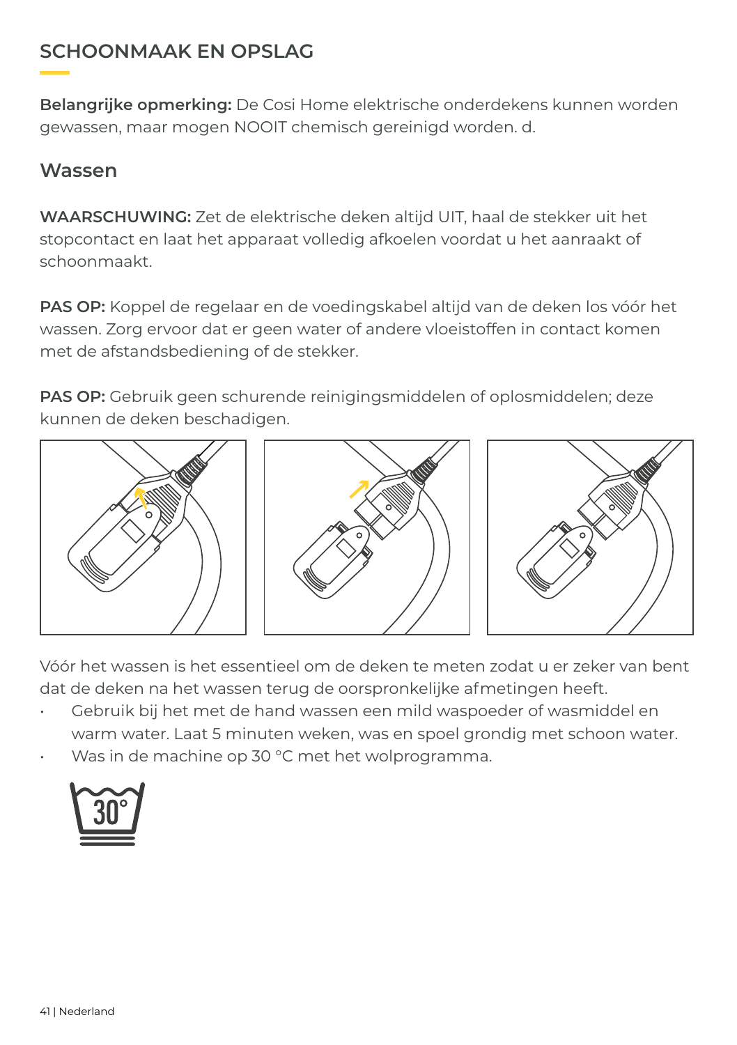## SCHOONMAAK EN OPSLAG

**Belangrijke opmerking:** De Cosi Home elektrische onderdekens kunnen worden gewassen, maar mogen NOOIT chemisch gereinigd worden. d.

### Wassen

**WAARSCHUWING:** Zet de elektrische deken altijd UIT, haal de stekker uit het stopcontact en laat het apparaat volledig afkoelen voordat u het aanraakt of schoonmaakt.

**PAS OP:** Koppel de regelaar en de voedingskabel altijd van de deken los vóór het wassen. Zorg ervoor dat er geen water of andere vloeistoffen in contact komen met de afstandsbediening of de stekker.

**PAS OP:** Gebruik geen schurende reinigingsmiddelen of oplosmiddelen; deze kunnen de deken beschadigen.

Vóór het wassen is het essentieel om de deken te meten zodat u er zeker van bent dat de deken na het wassen terug de oorspronkelijke afmetingen heeft.

- Gebruik bij het met de hand wassen een mild waspoeder of wasmiddel en warm water. Laat 5 minuten weken, was en spoel grondig met schoon water.
- Was in de machine op 30 °C met het wolprogramma.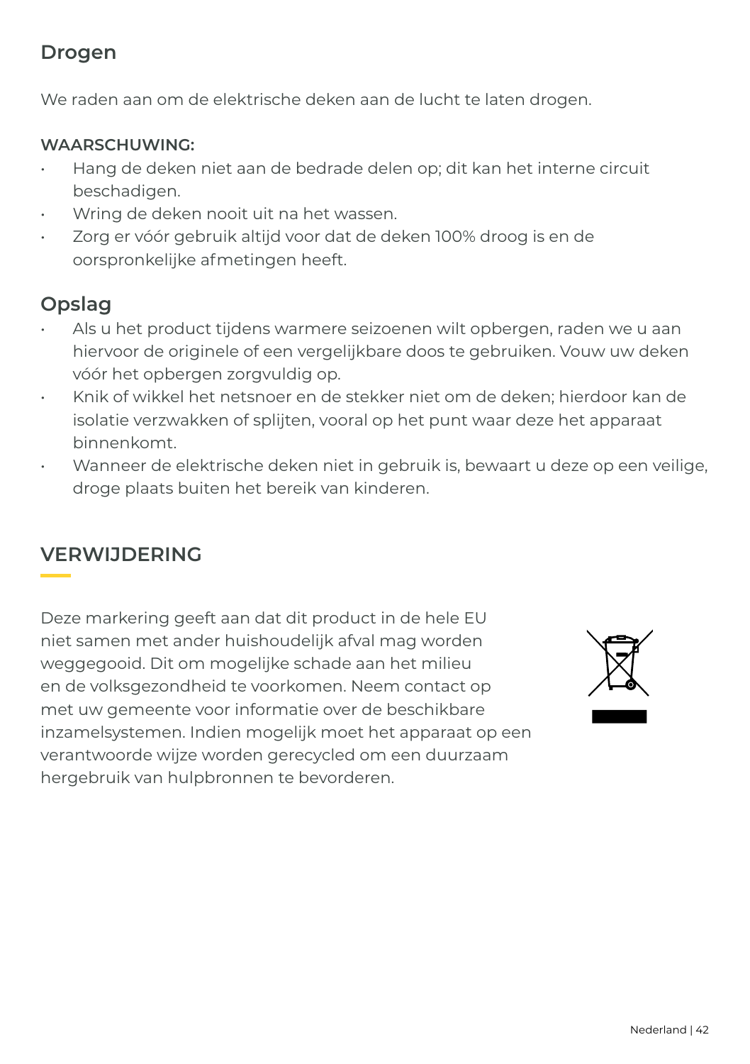## Drogen

We raden aan om de elektrische deken aan de lucht te laten drogen.

**WAARSCHUWING:**

- Hang de deken niet aan de bedrade delen op; dit kan het interne circuit beschadigen.
- Wring de deken nooit uit na het wassen.
- Zorg er vóór gebruik altijd voor dat de deken 100% droog is en de oorspronkelijke afmetingen heeft.

## Opslag

- Als u het product tijdens warmere seizoenen wilt opbergen, raden we u aan hiervoor de originele of een vergelijkbare doos te gebruiken. Vouw uw deken vóór het opbergen zorgvuldig op.
- Knik of wikkel het netsnoer en de stekker niet om de deken; hierdoor kan de isolatie verzwakken of splijten, vooral op het punt waar deze het apparaat binnenkomt.
- Wanneer de elektrische deken niet in gebruik is, bewaart u deze op een veilige, droge plaats buiten het bereik van kinderen.

## VERWIJDERING

Deze markering geeft aan dat dit product in de hele EU niet samen met ander huishoudelijk afval mag worden weggegooid. Dit om mogelijke schade aan het milieu en de volksgezondheid te voorkomen. Neem contact op met uw gemeente voor informatie over de beschikbare inzamelsystemen. Indien mogelijk moet het apparaat op een verantwoorde wijze worden gerecycled om een duurzaam hergebruik van hulpbronnen te bevorderen.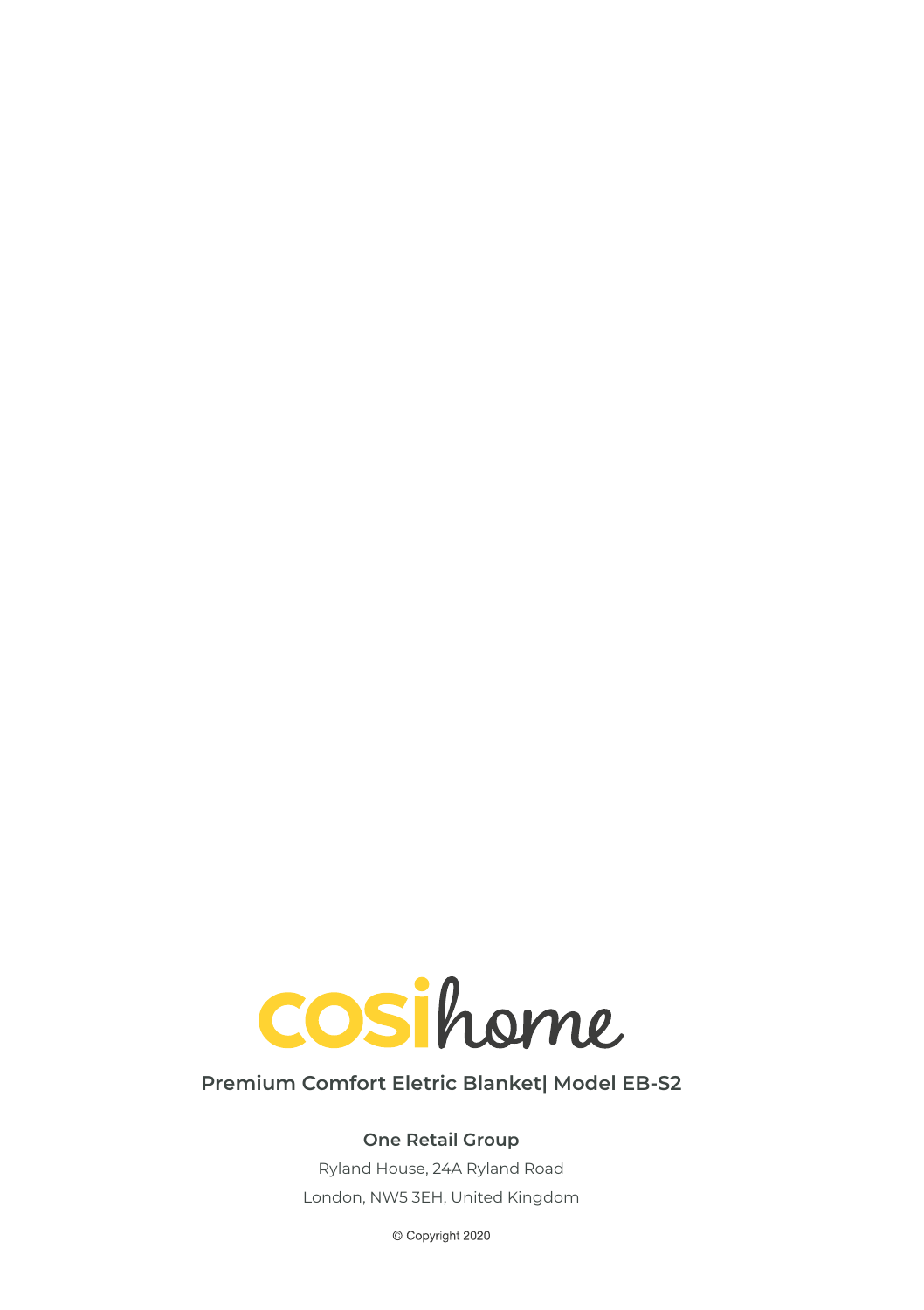cosihome

**Premium Comfort Eletric Blanket| Model EB-S2**

**One Retail Group**

Ryland House, 24A Ryland Road

London, NW5 3EH, United Kingdom

© Copyright 2020